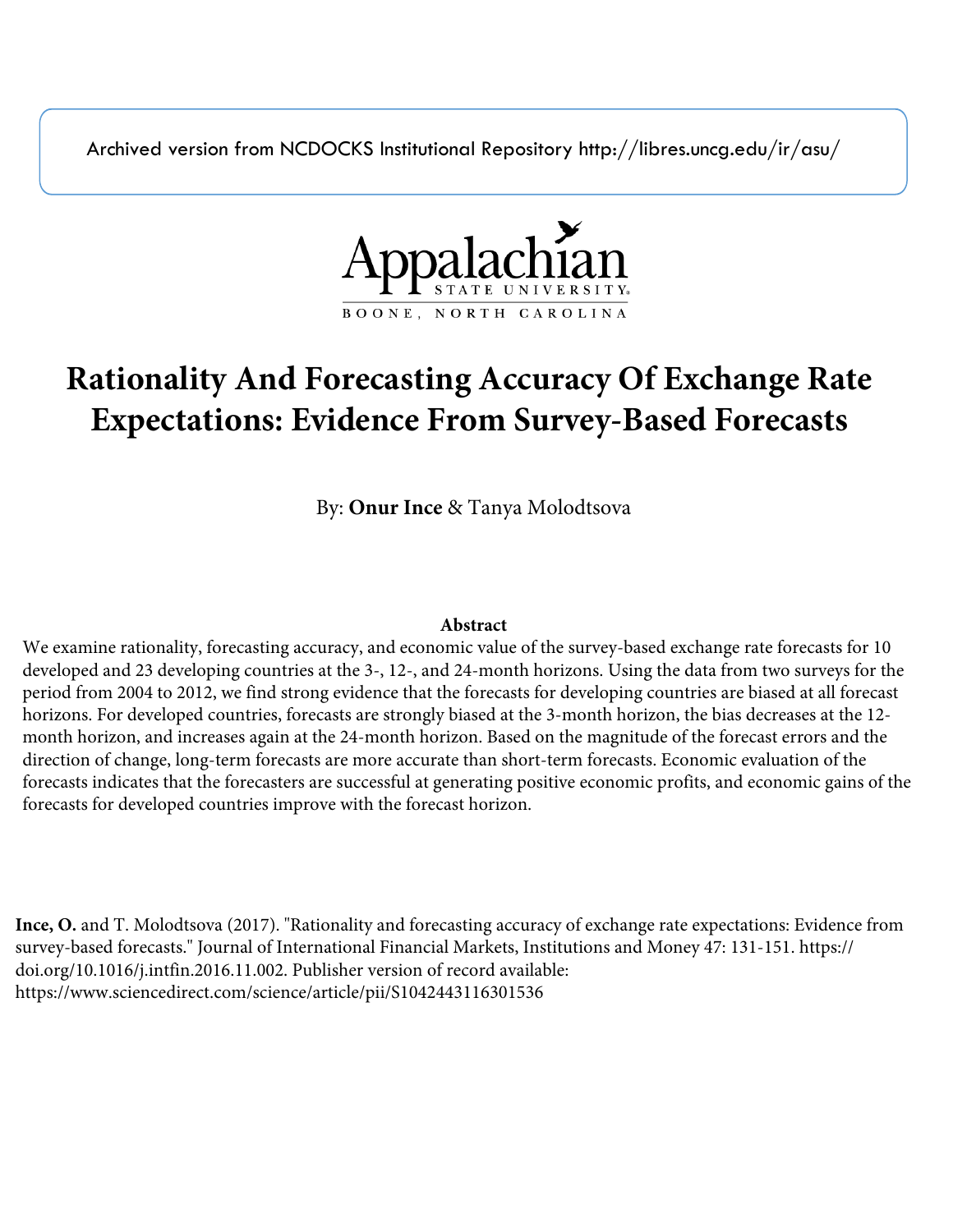Archived version from NCDOCKS Institutional Repository http://libres.uncg.edu/ir/asu/

Appalachian State University
BOONE, NORTH CAROLINA

# Rationality And Forecasting Accuracy Of Exchange Rate Expectations: Evidence From Survey-Based Forecasts

By: **Onur Ince** & Tanya Molodtsova

### Abstract

We examine rationality, forecasting accuracy, and economic value of the survey-based exchange rate forecasts for 10 developed and 23 developing countries at the 3-, 12-, and 24-month horizons. Using the data from two surveys for the period from 2004 to 2012, we find strong evidence that the forecasts for developing countries are biased at all forecast horizons. For developed countries, forecasts are strongly biased at the 3-month horizon, the bias decreases at the 12-month horizon, and increases again at the 24-month horizon. Based on the magnitude of the forecast errors and the direction of change, long-term forecasts are more accurate than short-term forecasts. Economic evaluation of the forecasts indicates that the forecasters are successful at generating positive economic profits, and economic gains of the forecasts for developed countries improve with the forecast horizon.

**Ince, O.** and T. Molodtsova (2017). "Rationality and forecasting accuracy of exchange rate expectations: Evidence from survey-based forecasts." Journal of International Financial Markets, Institutions and Money 47: 131-151. https://doi.org/10.1016/j.intfin.2016.11.002. Publisher version of record available: https://www.sciencedirect.com/science/article/pii/S1042443116301536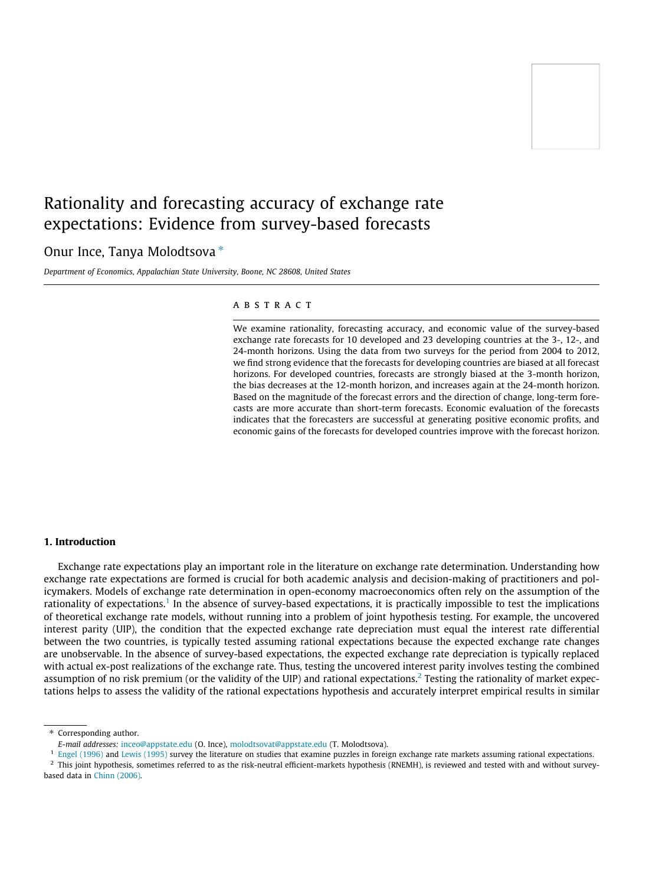# Rationality and forecasting accuracy of exchange rate expectations: Evidence from survey-based forecasts

Onur Ince, Tanya Molodtsova *

*Department of Economics, Appalachian State University, Boone, NC 28608, United States*

---

## ABSTRACT

We examine rationality, forecasting accuracy, and economic value of the survey-based exchange rate forecasts for 10 developed and 23 developing countries at the 3-, 12-, and 24-month horizons. Using the data from two surveys for the period from 2004 to 2012, we find strong evidence that the forecasts for developing countries are biased at all forecast horizons. For developed countries, forecasts are strongly biased at the 3-month horizon, the bias decreases at the 12-month horizon, and increases again at the 24-month horizon. Based on the magnitude of the forecast errors and the direction of change, long-term forecasts are more accurate than short-term forecasts. Economic evaluation of the forecasts indicates that the forecasters are successful at generating positive economic profits, and economic gains of the forecasts for developed countries improve with the forecast horizon.

## 1. Introduction

Exchange rate expectations play an important role in the literature on exchange rate determination. Understanding how exchange rate expectations are formed is crucial for both academic analysis and decision-making of practitioners and policymakers. Models of exchange rate determination in open-economy macroeconomics often rely on the assumption of the rationality of expectations.[1] In the absence of survey-based expectations, it is practically impossible to test the implications of theoretical exchange rate models, without running into a problem of joint hypothesis testing. For example, the uncovered interest parity (UIP), the condition that the expected exchange rate depreciation must equal the interest rate differential between the two countries, is typically tested assuming rational expectations because the expected exchange rate changes are unobservable. In the absence of survey-based expectations, the expected exchange rate depreciation is typically replaced with actual ex-post realizations of the exchange rate. Thus, testing the uncovered interest parity involves testing the combined assumption of no risk premium (or the validity of the UIP) and rational expectations.[2] Testing the rationality of market expectations helps to assess the validity of the rational expectations hypothesis and accurately interpret empirical results in similar

---

\* Corresponding author.

*E-mail addresses:* inceo@appstate.edu (O. Ince), molodtsovat@appstate.edu (T. Molodtsova).

[1] Engel (1996) and Lewis (1995) survey the literature on studies that examine puzzles in foreign exchange rate markets assuming rational expectations.

[2] This joint hypothesis, sometimes referred to as the risk-neutral efficient-markets hypothesis (RNEMH), is reviewed and tested with and without survey-based data in Chinn (2006).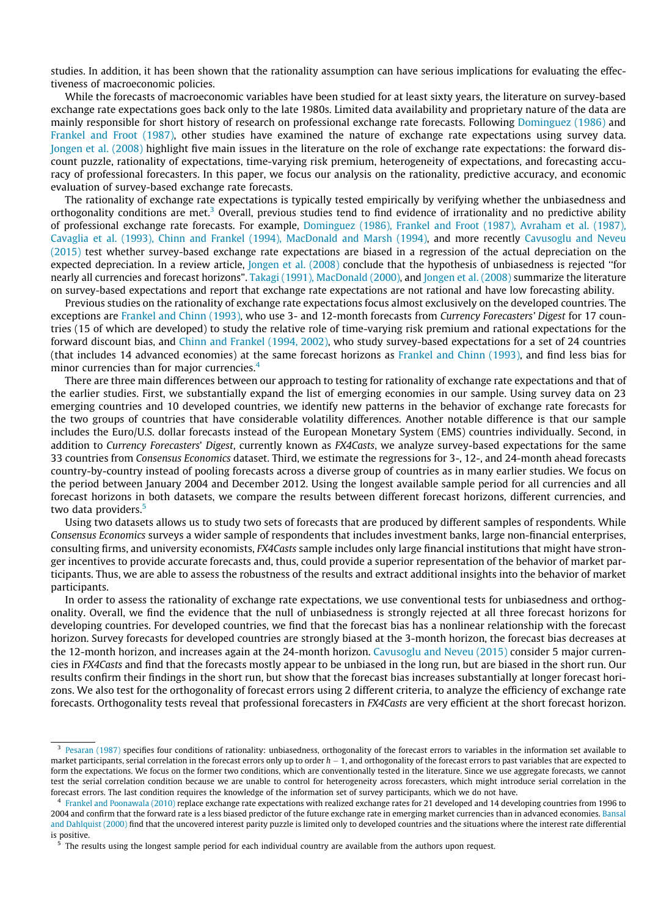studies. In addition, it has been shown that the rationality assumption can have serious implications for evaluating the effectiveness of macroeconomic policies.

While the forecasts of macroeconomic variables have been studied for at least sixty years, the literature on survey-based exchange rate expectations goes back only to the late 1980s. Limited data availability and proprietary nature of the data are mainly responsible for short history of research on professional exchange rate forecasts. Following Dominguez (1986) and Frankel and Froot (1987), other studies have examined the nature of exchange rate expectations using survey data. Jongen et al. (2008) highlight five main issues in the literature on the role of exchange rate expectations: the forward discount puzzle, rationality of expectations, time-varying risk premium, heterogeneity of expectations, and forecasting accuracy of professional forecasters. In this paper, we focus our analysis on the rationality, predictive accuracy, and economic evaluation of survey-based exchange rate forecasts.

The rationality of exchange rate expectations is typically tested empirically by verifying whether the unbiasedness and orthogonality conditions are met.[3] Overall, previous studies tend to find evidence of irrationality and no predictive ability of professional exchange rate forecasts. For example, Dominguez (1986), Frankel and Froot (1987), Avraham et al. (1987), Cavaglia et al. (1993), Chinn and Frankel (1994), MacDonald and Marsh (1994), and more recently Cavusoglu and Neveu (2015) test whether survey-based exchange rate expectations are biased in a regression of the actual depreciation on the expected depreciation. In a review article, Jongen et al. (2008) conclude that the hypothesis of unbiasedness is rejected "for nearly all currencies and forecast horizons". Takagi (1991), MacDonald (2000), and Jongen et al. (2008) summarize the literature on survey-based expectations and report that exchange rate expectations are not rational and have low forecasting ability.

Previous studies on the rationality of exchange rate expectations focus almost exclusively on the developed countries. The exceptions are Frankel and Chinn (1993), who use 3- and 12-month forecasts from *Currency Forecasters' Digest* for 17 countries (15 of which are developed) to study the relative role of time-varying risk premium and rational expectations for the forward discount bias, and Chinn and Frankel (1994, 2002), who study survey-based expectations for a set of 24 countries (that includes 14 advanced economies) at the same forecast horizons as Frankel and Chinn (1993), and find less bias for minor currencies than for major currencies.[4]

There are three main differences between our approach to testing for rationality of exchange rate expectations and that of the earlier studies. First, we substantially expand the list of emerging economies in our sample. Using survey data on 23 emerging countries and 10 developed countries, we identify new patterns in the behavior of exchange rate forecasts for the two groups of countries that have considerable volatility differences. Another notable difference is that our sample includes the Euro/U.S. dollar forecasts instead of the European Monetary System (EMS) countries individually. Second, in addition to *Currency Forecasters' Digest*, currently known as *FX4Casts*, we analyze survey-based expectations for the same 33 countries from *Consensus Economics* dataset. Third, we estimate the regressions for 3-, 12-, and 24-month ahead forecasts country-by-country instead of pooling forecasts across a diverse group of countries as in many earlier studies. We focus on the period between January 2004 and December 2012. Using the longest available sample period for all currencies and all forecast horizons in both datasets, we compare the results between different forecast horizons, different currencies, and two data providers.[5]

Using two datasets allows us to study two sets of forecasts that are produced by different samples of respondents. While *Consensus Economics* surveys a wider sample of respondents that includes investment banks, large non-financial enterprises, consulting firms, and university economists, *FX4Casts* sample includes only large financial institutions that might have stronger incentives to provide accurate forecasts and, thus, could provide a superior representation of the behavior of market participants. Thus, we are able to assess the robustness of the results and extract additional insights into the behavior of market participants.

In order to assess the rationality of exchange rate expectations, we use conventional tests for unbiasedness and orthogonality. Overall, we find the evidence that the null of unbiasedness is strongly rejected at all three forecast horizons for developing countries. For developed countries, we find that the forecast bias has a nonlinear relationship with the forecast horizon. Survey forecasts for developed countries are strongly biased at the 3-month horizon, the forecast bias decreases at the 12-month horizon, and increases again at the 24-month horizon. Cavusoglu and Neveu (2015) consider 5 major currencies in *FX4Casts* and find that the forecasts mostly appear to be unbiased in the long run, but are biased in the short run. Our results confirm their findings in the short run, but show that the forecast bias increases substantially at longer forecast horizons. We also test for the orthogonality of forecast errors using 2 different criteria, to analyze the efficiency of exchange rate forecasts. Orthogonality tests reveal that professional forecasters in *FX4Casts* are very efficient at the short forecast horizon.

---

[3] Pesaran (1987) specifies four conditions of rationality: unbiasedness, orthogonality of the forecast errors to variables in the information set available to market participants, serial correlation in the forecast errors only up to order $h - 1$, and orthogonality of the forecast errors to past variables that are expected to form the expectations. We focus on the former two conditions, which are conventionally tested in the literature. Since we use aggregate forecasts, we cannot test the serial correlation condition because we are unable to control for heterogeneity across forecasters, which might introduce serial correlation in the forecast errors. The last condition requires the knowledge of the information set of survey participants, which we do not have.

[4] Frankel and Poonawala (2010) replace exchange rate expectations with realized exchange rates for 21 developed and 14 developing countries from 1996 to 2004 and confirm that the forward rate is a less biased predictor of the future exchange rate in emerging market currencies than in advanced economies. Bansal and Dahlquist (2000) find that the uncovered interest parity puzzle is limited only to developed countries and the situations where the interest rate differential is positive.

[5] The results using the longest sample period for each individual country are available from the authors upon request.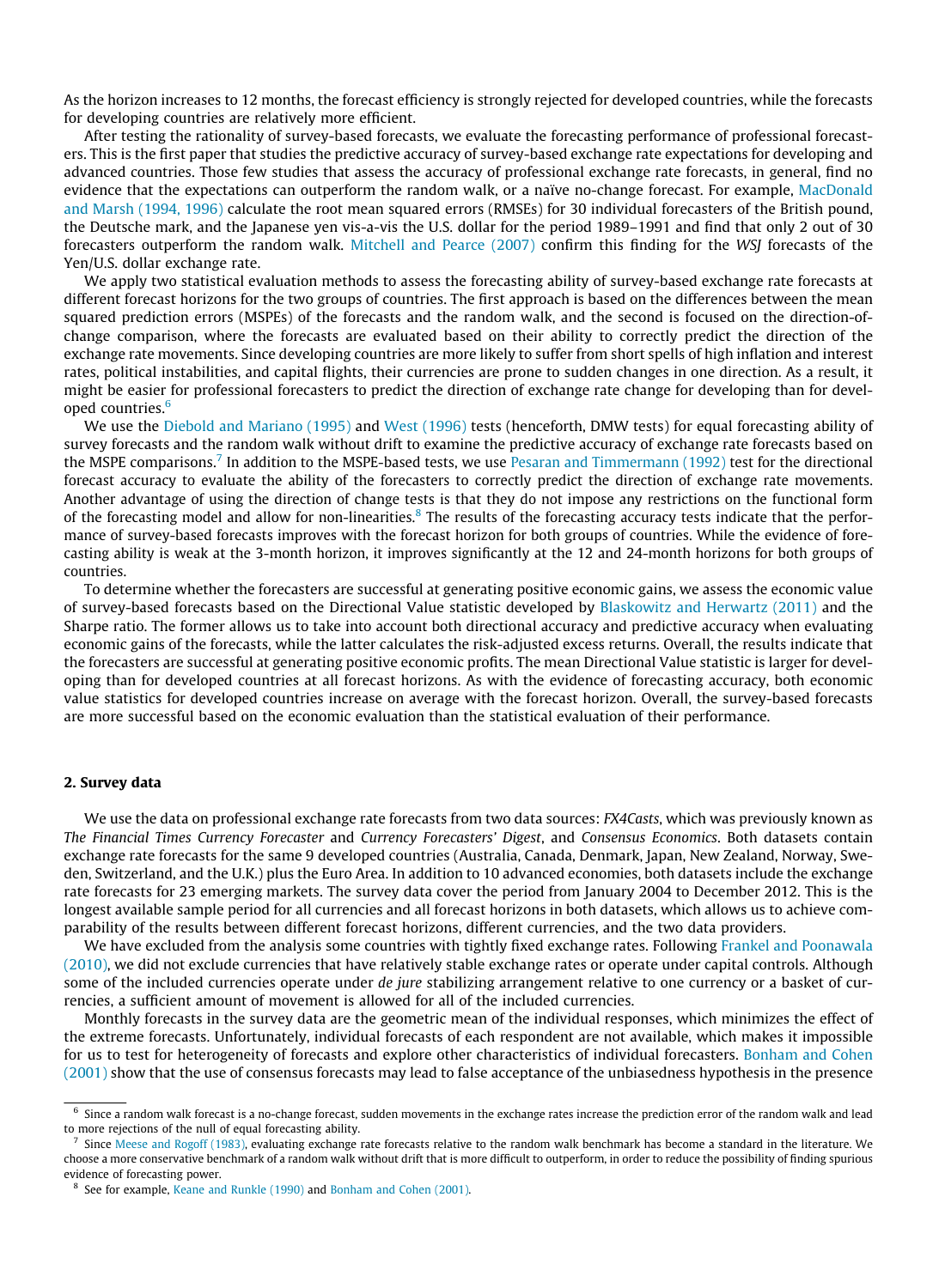As the horizon increases to 12 months, the forecast efficiency is strongly rejected for developed countries, while the forecasts for developing countries are relatively more efficient.

After testing the rationality of survey-based forecasts, we evaluate the forecasting performance of professional forecasters. This is the first paper that studies the predictive accuracy of survey-based exchange rate expectations for developing and advanced countries. Those few studies that assess the accuracy of professional exchange rate forecasts, in general, find no evidence that the expectations can outperform the random walk, or a naïve no-change forecast. For example, MacDonald and Marsh (1994, 1996) calculate the root mean squared errors (RMSEs) for 30 individual forecasters of the British pound, the Deutsche mark, and the Japanese yen vis-a-vis the U.S. dollar for the period 1989–1991 and find that only 2 out of 30 forecasters outperform the random walk. Mitchell and Pearce (2007) confirm this finding for the *WSJ* forecasts of the Yen/U.S. dollar exchange rate.

We apply two statistical evaluation methods to assess the forecasting ability of survey-based exchange rate forecasts at different forecast horizons for the two groups of countries. The first approach is based on the differences between the mean squared prediction errors (MSPEs) of the forecasts and the random walk, and the second is focused on the direction-of-change comparison, where the forecasts are evaluated based on their ability to correctly predict the direction of the exchange rate movements. Since developing countries are more likely to suffer from short spells of high inflation and interest rates, political instabilities, and capital flights, their currencies are prone to sudden changes in one direction. As a result, it might be easier for professional forecasters to predict the direction of exchange rate change for developing than for developed countries.[6]

We use the Diebold and Mariano (1995) and West (1996) tests (henceforth, DMW tests) for equal forecasting ability of survey forecasts and the random walk without drift to examine the predictive accuracy of exchange rate forecasts based on the MSPE comparisons.[7] In addition to the MSPE-based tests, we use Pesaran and Timmermann (1992) test for the directional forecast accuracy to evaluate the ability of the forecasters to correctly predict the direction of exchange rate movements. Another advantage of using the direction of change tests is that they do not impose any restrictions on the functional form of the forecasting model and allow for non-linearities.[8] The results of the forecasting accuracy tests indicate that the performance of survey-based forecasts improves with the forecast horizon for both groups of countries. While the evidence of forecasting ability is weak at the 3-month horizon, it improves significantly at the 12 and 24-month horizons for both groups of countries.

To determine whether the forecasters are successful at generating positive economic gains, we assess the economic value of survey-based forecasts based on the Directional Value statistic developed by Blaskowitz and Herwartz (2011) and the Sharpe ratio. The former allows us to take into account both directional accuracy and predictive accuracy when evaluating economic gains of the forecasts, while the latter calculates the risk-adjusted excess returns. Overall, the results indicate that the forecasters are successful at generating positive economic profits. The mean Directional Value statistic is larger for developing than for developed countries at all forecast horizons. As with the evidence of forecasting accuracy, both economic value statistics for developed countries increase on average with the forecast horizon. Overall, the survey-based forecasts are more successful based on the economic evaluation than the statistical evaluation of their performance.

## 2. Survey data

We use the data on professional exchange rate forecasts from two data sources: *FX4Casts*, which was previously known as *The Financial Times Currency Forecaster* and *Currency Forecasters' Digest*, and *Consensus Economics*. Both datasets contain exchange rate forecasts for the same 9 developed countries (Australia, Canada, Denmark, Japan, New Zealand, Norway, Sweden, Switzerland, and the U.K.) plus the Euro Area. In addition to 10 advanced economies, both datasets include the exchange rate forecasts for 23 emerging markets. The survey data cover the period from January 2004 to December 2012. This is the longest available sample period for all currencies and all forecast horizons in both datasets, which allows us to achieve comparability of the results between different forecast horizons, different currencies, and the two data providers.

We have excluded from the analysis some countries with tightly fixed exchange rates. Following Frankel and Poonawala (2010), we did not exclude currencies that have relatively stable exchange rates or operate under capital controls. Although some of the included currencies operate under *de jure* stabilizing arrangement relative to one currency or a basket of currencies, a sufficient amount of movement is allowed for all of the included currencies.

Monthly forecasts in the survey data are the geometric mean of the individual responses, which minimizes the effect of the extreme forecasts. Unfortunately, individual forecasts of each respondent are not available, which makes it impossible for us to test for heterogeneity of forecasts and explore other characteristics of individual forecasters. Bonham and Cohen (2001) show that the use of consensus forecasts may lead to false acceptance of the unbiasedness hypothesis in the presence

---

[6] Since a random walk forecast is a no-change forecast, sudden movements in the exchange rates increase the prediction error of the random walk and lead to more rejections of the null of equal forecasting ability.

[7] Since Meese and Rogoff (1983), evaluating exchange rate forecasts relative to the random walk benchmark has become a standard in the literature. We choose a more conservative benchmark of a random walk without drift that is more difficult to outperform, in order to reduce the possibility of finding spurious evidence of forecasting power.

[8] See for example, Keane and Runkle (1990) and Bonham and Cohen (2001).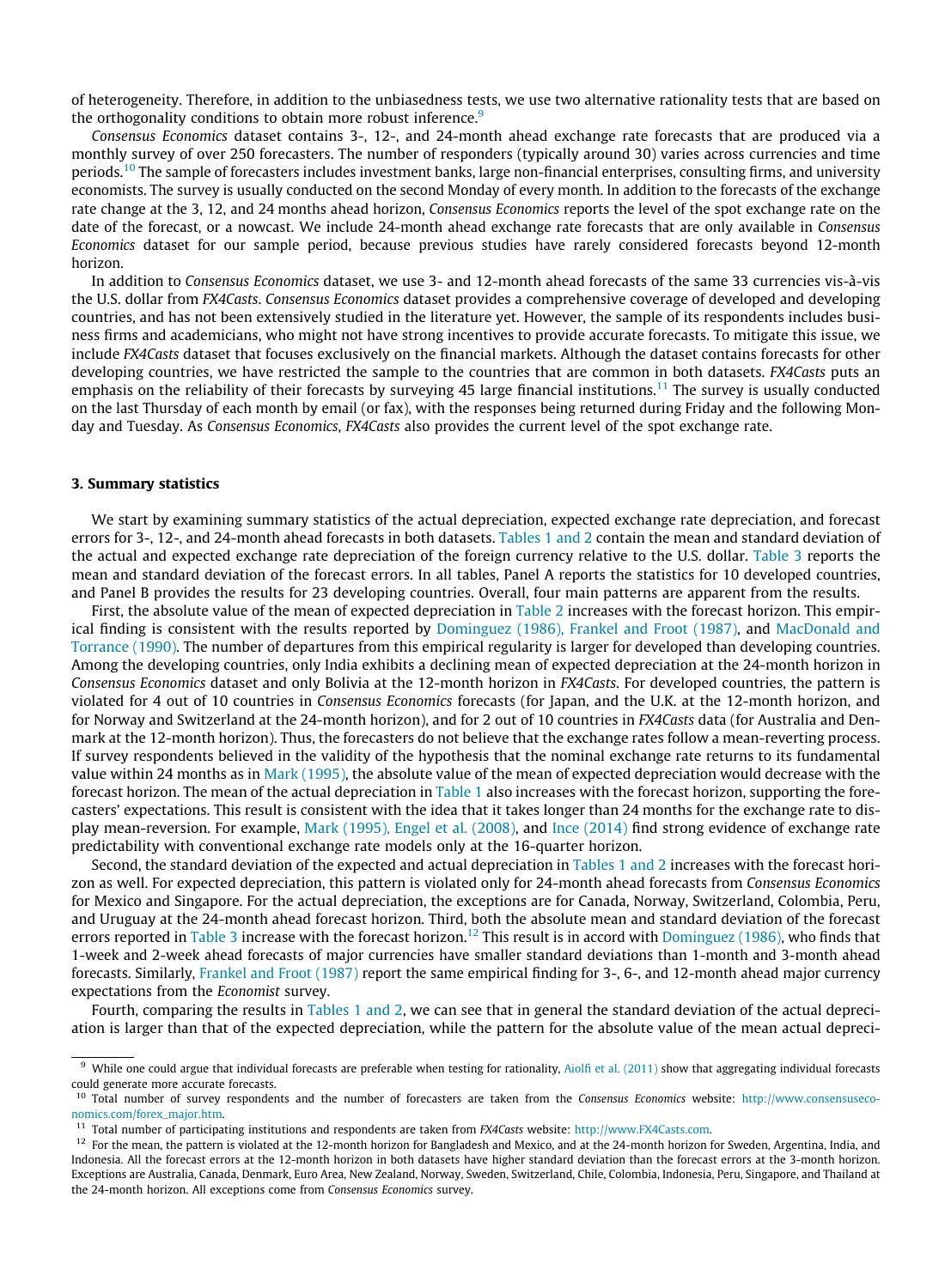of heterogeneity. Therefore, in addition to the unbiasedness tests, we use two alternative rationality tests that are based on the orthogonality conditions to obtain more robust inference.[9]

*Consensus Economics* dataset contains 3-, 12-, and 24-month ahead exchange rate forecasts that are produced via a monthly survey of over 250 forecasters. The number of responders (typically around 30) varies across currencies and time periods.[10] The sample of forecasters includes investment banks, large non-financial enterprises, consulting firms, and university economists. The survey is usually conducted on the second Monday of every month. In addition to the forecasts of the exchange rate change at the 3, 12, and 24 months ahead horizon, *Consensus Economics* reports the level of the spot exchange rate on the date of the forecast, or a nowcast. We include 24-month ahead exchange rate forecasts that are only available in *Consensus Economics* dataset for our sample period, because previous studies have rarely considered forecasts beyond 12-month horizon.

In addition to *Consensus Economics* dataset, we use 3- and 12-month ahead forecasts of the same 33 currencies vis-à-vis the U.S. dollar from *FX4Casts*. *Consensus Economics* dataset provides a comprehensive coverage of developed and developing countries, and has not been extensively studied in the literature yet. However, the sample of its respondents includes business firms and academicians, who might not have strong incentives to provide accurate forecasts. To mitigate this issue, we include *FX4Casts* dataset that focuses exclusively on the financial markets. Although the dataset contains forecasts for other developing countries, we have restricted the sample to the countries that are common in both datasets. *FX4Casts* puts an emphasis on the reliability of their forecasts by surveying 45 large financial institutions.[11] The survey is usually conducted on the last Thursday of each month by email (or fax), with the responses being returned during Friday and the following Monday and Tuesday. As *Consensus Economics*, *FX4Casts* also provides the current level of the spot exchange rate.

## 3. Summary statistics

We start by examining summary statistics of the actual depreciation, expected exchange rate depreciation, and forecast errors for 3-, 12-, and 24-month ahead forecasts in both datasets. Tables 1 and 2 contain the mean and standard deviation of the actual and expected exchange rate depreciation of the foreign currency relative to the U.S. dollar. Table 3 reports the mean and standard deviation of the forecast errors. In all tables, Panel A reports the statistics for 10 developed countries, and Panel B provides the results for 23 developing countries. Overall, four main patterns are apparent from the results.

First, the absolute value of the mean of expected depreciation in Table 2 increases with the forecast horizon. This empirical finding is consistent with the results reported by Dominguez (1986), Frankel and Froot (1987), and MacDonald and Torrance (1990). The number of departures from this empirical regularity is larger for developed than developing countries. Among the developing countries, only India exhibits a declining mean of expected depreciation at the 24-month horizon in *Consensus Economics* dataset and only Bolivia at the 12-month horizon in *FX4Casts*. For developed countries, the pattern is violated for 4 out of 10 countries in *Consensus Economics* forecasts (for Japan, and the U.K. at the 12-month horizon, and for Norway and Switzerland at the 24-month horizon), and for 2 out of 10 countries in *FX4Casts* data (for Australia and Denmark at the 12-month horizon). Thus, the forecasters do not believe that the exchange rates follow a mean-reverting process. If survey respondents believed in the validity of the hypothesis that the nominal exchange rate returns to its fundamental value within 24 months as in Mark (1995), the absolute value of the mean of expected depreciation would decrease with the forecast horizon. The mean of the actual depreciation in Table 1 also increases with the forecast horizon, supporting the forecasters' expectations. This result is consistent with the idea that it takes longer than 24 months for the exchange rate to display mean-reversion. For example, Mark (1995), Engel et al. (2008), and Ince (2014) find strong evidence of exchange rate predictability with conventional exchange rate models only at the 16-quarter horizon.

Second, the standard deviation of the expected and actual depreciation in Tables 1 and 2 increases with the forecast horizon as well. For expected depreciation, this pattern is violated only for 24-month ahead forecasts from *Consensus Economics* for Mexico and Singapore. For the actual depreciation, the exceptions are for Canada, Norway, Switzerland, Colombia, Peru, and Uruguay at the 24-month ahead forecast horizon. Third, both the absolute mean and standard deviation of the forecast errors reported in Table 3 increase with the forecast horizon.[12] This result is in accord with Dominguez (1986), who finds that 1-week and 2-week ahead forecasts of major currencies have smaller standard deviations than 1-month and 3-month ahead forecasts. Similarly, Frankel and Froot (1987) report the same empirical finding for 3-, 6-, and 12-month ahead major currency expectations from the *Economist* survey.

Fourth, comparing the results in Tables 1 and 2, we can see that in general the standard deviation of the actual depreciation is larger than that of the expected depreciation, while the pattern for the absolute value of the mean actual depreci-

---

[9] While one could argue that individual forecasts are preferable when testing for rationality, Aiolfi et al. (2011) show that aggregating individual forecasts could generate more accurate forecasts.

[10] Total number of survey respondents and the number of forecasters are taken from the *Consensus Economics* website: http://www.consensuseconomics.com/forex_major.htm.

[11] Total number of participating institutions and respondents are taken from *FX4Casts* website: http://www.FX4Casts.com.

[12] For the mean, the pattern is violated at the 12-month horizon for Bangladesh and Mexico, and at the 24-month horizon for Sweden, Argentina, India, and Indonesia. All the forecast errors at the 12-month horizon in both datasets have higher standard deviation than the forecast errors at the 3-month horizon. Exceptions are Australia, Canada, Denmark, Euro Area, New Zealand, Norway, Sweden, Switzerland, Chile, Colombia, Indonesia, Peru, Singapore, and Thailand at the 24-month horizon. All exceptions come from *Consensus Economics* survey.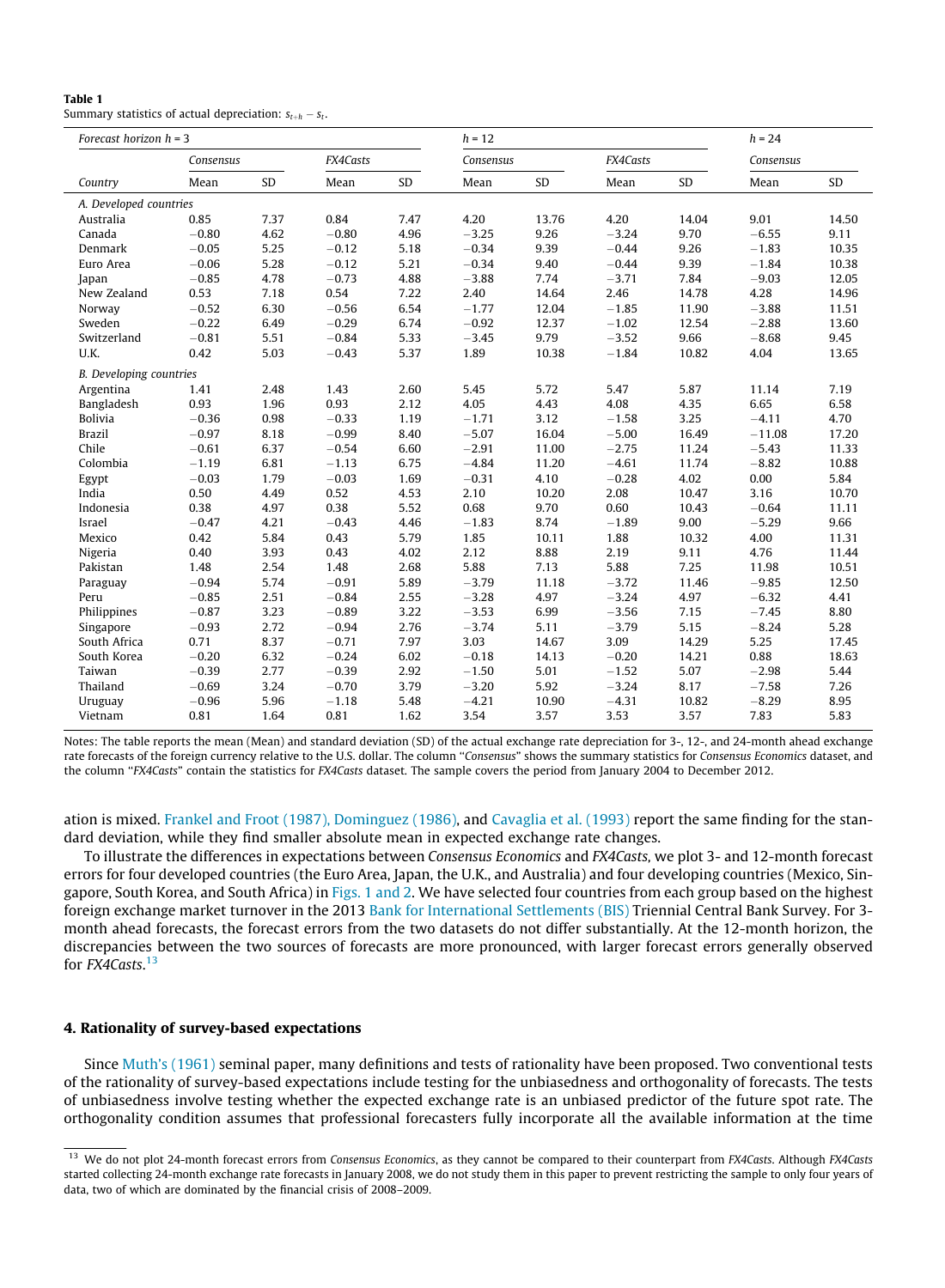**Table 1**
Summary statistics of actual depreciation: $s_{t+h} - s_t$.

| *Forecast horizon h* = 3 | | | | | *h* = 12 | | | | *h* = 24 | |
|---|---|---|---|---|---|---|---|---|---|---|
| | *Consensus* | | *FX4Casts* | | *Consensus* | | *FX4Casts* | | *Consensus* | |
| *Country* | Mean | SD | Mean | SD | Mean | SD | Mean | SD | Mean | SD |
| *A. Developed countries* | | | | | | | | | | |
| Australia | 0.85 | 7.37 | 0.84 | 7.47 | 4.20 | 13.76 | 4.20 | 14.04 | 9.01 | 14.50 |
| Canada | −0.80 | 4.62 | −0.80 | 4.96 | −3.25 | 9.26 | −3.24 | 9.70 | −6.55 | 9.11 |
| Denmark | −0.05 | 5.25 | −0.12 | 5.18 | −0.34 | 9.39 | −0.44 | 9.26 | −1.83 | 10.35 |
| Euro Area | −0.06 | 5.28 | −0.12 | 5.21 | −0.34 | 9.40 | −0.44 | 9.39 | −1.84 | 10.38 |
| Japan | −0.85 | 4.78 | −0.73 | 4.88 | −3.88 | 7.74 | −3.71 | 7.84 | −9.03 | 12.05 |
| New Zealand | 0.53 | 7.18 | 0.54 | 7.22 | 2.40 | 14.64 | 2.46 | 14.78 | 4.28 | 14.96 |
| Norway | −0.52 | 6.30 | −0.56 | 6.54 | −1.77 | 12.04 | −1.85 | 11.90 | −3.88 | 11.51 |
| Sweden | −0.22 | 6.49 | −0.29 | 6.74 | −0.92 | 12.37 | −1.02 | 12.54 | −2.88 | 13.60 |
| Switzerland | −0.81 | 5.51 | −0.84 | 5.33 | −3.45 | 9.79 | −3.52 | 9.66 | −8.68 | 9.45 |
| U.K. | 0.42 | 5.03 | −0.43 | 5.37 | 1.89 | 10.38 | −1.84 | 10.82 | 4.04 | 13.65 |
| *B. Developing countries* | | | | | | | | | | |
| Argentina | 1.41 | 2.48 | 1.43 | 2.60 | 5.45 | 5.72 | 5.47 | 5.87 | 11.14 | 7.19 |
| Bangladesh | 0.93 | 1.96 | 0.93 | 2.12 | 4.05 | 4.43 | 4.08 | 4.35 | 6.65 | 6.58 |
| Bolivia | −0.36 | 0.98 | −0.33 | 1.19 | −1.71 | 3.12 | −1.58 | 3.25 | −4.11 | 4.70 |
| Brazil | −0.97 | 8.18 | −0.99 | 8.40 | −5.07 | 16.04 | −5.00 | 16.49 | −11.08 | 17.20 |
| Chile | −0.61 | 6.37 | −0.54 | 6.60 | −2.91 | 11.00 | −2.75 | 11.24 | −5.43 | 11.33 |
| Colombia | −1.19 | 6.81 | −1.13 | 6.75 | −4.84 | 11.20 | −4.61 | 11.74 | −8.82 | 10.88 |
| Egypt | −0.03 | 1.79 | −0.03 | 1.69 | −0.31 | 4.10 | −0.28 | 4.02 | 0.00 | 5.84 |
| India | 0.50 | 4.49 | 0.52 | 4.53 | 2.10 | 10.20 | 2.08 | 10.47 | 3.16 | 10.70 |
| Indonesia | 0.38 | 4.97 | 0.38 | 5.52 | 0.68 | 9.70 | 0.60 | 10.43 | −0.64 | 11.11 |
| Israel | −0.47 | 4.21 | −0.43 | 4.46 | −1.83 | 8.74 | −1.89 | 9.00 | −5.29 | 9.66 |
| Mexico | 0.42 | 5.84 | 0.43 | 5.79 | 1.85 | 10.11 | 1.88 | 10.32 | 4.00 | 11.31 |
| Nigeria | 0.40 | 3.93 | 0.43 | 4.02 | 2.12 | 8.88 | 2.19 | 9.11 | 4.76 | 11.44 |
| Pakistan | 1.48 | 2.54 | 1.48 | 2.68 | 5.88 | 7.13 | 5.88 | 7.25 | 11.98 | 10.51 |
| Paraguay | −0.94 | 5.74 | −0.91 | 5.89 | −3.79 | 11.18 | −3.72 | 11.46 | −9.85 | 12.50 |
| Peru | −0.85 | 2.51 | −0.84 | 2.55 | −3.28 | 4.97 | −3.24 | 4.97 | −6.32 | 4.41 |
| Philippines | −0.87 | 3.23 | −0.89 | 3.22 | −3.53 | 6.99 | −3.56 | 7.15 | −7.45 | 8.80 |
| Singapore | −0.93 | 2.72 | −0.94 | 2.76 | −3.74 | 5.11 | −3.79 | 5.15 | −8.24 | 5.28 |
| South Africa | 0.71 | 8.37 | −0.71 | 7.97 | 3.03 | 14.67 | 3.09 | 14.29 | 5.25 | 17.45 |
| South Korea | −0.20 | 6.32 | −0.24 | 6.02 | −0.18 | 14.13 | −0.20 | 14.21 | 0.88 | 18.63 |
| Taiwan | −0.39 | 2.77 | −0.39 | 2.92 | −1.50 | 5.01 | −1.52 | 5.07 | −2.98 | 5.44 |
| Thailand | −0.69 | 3.24 | −0.70 | 3.79 | −3.20 | 5.92 | −3.24 | 8.17 | −7.58 | 7.26 |
| Uruguay | −0.96 | 5.96 | −1.18 | 5.48 | −4.21 | 10.90 | −4.31 | 10.82 | −8.29 | 8.95 |
| Vietnam | 0.81 | 1.64 | 0.81 | 1.62 | 3.54 | 3.57 | 3.53 | 3.57 | 7.83 | 5.83 |

Notes: The table reports the mean (Mean) and standard deviation (SD) of the actual exchange rate depreciation for 3-, 12-, and 24-month ahead exchange rate forecasts of the foreign currency relative to the U.S. dollar. The column "*Consensus*" shows the summary statistics for *Consensus Economics* dataset, and the column "*FX4Casts*" contain the statistics for *FX4Casts* dataset. The sample covers the period from January 2004 to December 2012.

ation is mixed. Frankel and Froot (1987), Dominguez (1986), and Cavaglia et al. (1993) report the same finding for the standard deviation, while they find smaller absolute mean in expected exchange rate changes.

To illustrate the differences in expectations between *Consensus Economics* and *FX4Casts*, we plot 3- and 12-month forecast errors for four developed countries (the Euro Area, Japan, the U.K., and Australia) and four developing countries (Mexico, Singapore, South Korea, and South Africa) in Figs. 1 and 2. We have selected four countries from each group based on the highest foreign exchange market turnover in the 2013 Bank for International Settlements (BIS) Triennial Central Bank Survey. For 3-month ahead forecasts, the forecast errors from the two datasets do not differ substantially. At the 12-month horizon, the discrepancies between the two sources of forecasts are more pronounced, with larger forecast errors generally observed for *FX4Casts*.[13]

## 4. Rationality of survey-based expectations

Since Muth's (1961) seminal paper, many definitions and tests of rationality have been proposed. Two conventional tests of the rationality of survey-based expectations include testing for the unbiasedness and orthogonality of forecasts. The tests of unbiasedness involve testing whether the expected exchange rate is an unbiased predictor of the future spot rate. The orthogonality condition assumes that professional forecasters fully incorporate all the available information at the time

[13] We do not plot 24-month forecast errors from *Consensus Economics*, as they cannot be compared to their counterpart from *FX4Casts*. Although *FX4Casts* started collecting 24-month exchange rate forecasts in January 2008, we do not study them in this paper to prevent restricting the sample to only four years of data, two of which are dominated by the financial crisis of 2008–2009.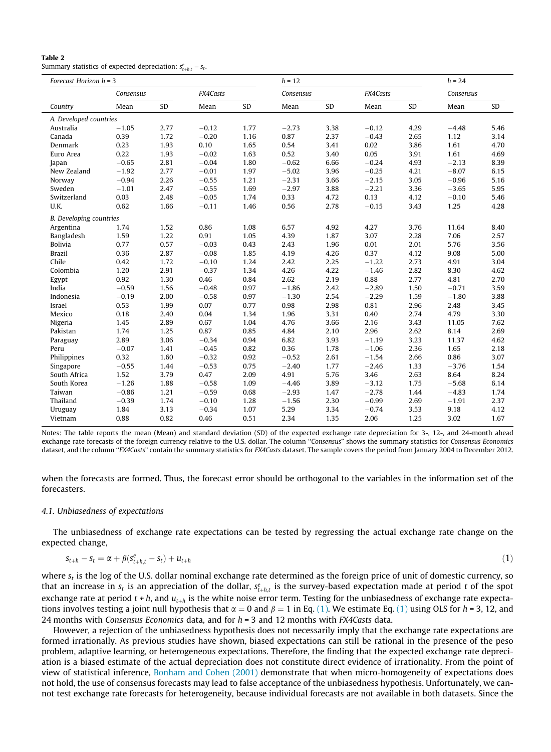**Table 2**
Summary statistics of expected depreciation: $s^e_{t+h,t} - s_t$.

| Forecast Horizon $h$ = 3 | | | | | $h$ = 12 | | | | $h$ = 24 | |
|---|---|---|---|---|---|---|---|---|---|---|
| | *Consensus* | | *FX4Casts* | | *Consensus* | | *FX4Casts* | | *Consensus* | |
| Country | Mean | SD | Mean | SD | Mean | SD | Mean | SD | Mean | SD |
| *A. Developed countries* | | | | | | | | | | |
| Australia | −1.05 | 2.77 | −0.12 | 1.77 | −2.73 | 3.38 | −0.12 | 4.29 | −4.48 | 5.46 |
| Canada | 0.39 | 1.72 | −0.20 | 1.16 | 0.87 | 2.37 | −0.43 | 2.65 | 1.12 | 3.14 |
| Denmark | 0.23 | 1.93 | 0.10 | 1.65 | 0.54 | 3.41 | 0.02 | 3.86 | 1.61 | 4.70 |
| Euro Area | 0.22 | 1.93 | −0.02 | 1.63 | 0.52 | 3.40 | 0.05 | 3.91 | 1.61 | 4.69 |
| Japan | −0.65 | 2.81 | −0.04 | 1.80 | −0.62 | 6.66 | −0.24 | 4.93 | −2.13 | 8.39 |
| New Zealand | −1.92 | 2.77 | −0.01 | 1.97 | −5.02 | 3.96 | −0.25 | 4.21 | −8.07 | 6.15 |
| Norway | −0.94 | 2.26 | −0.55 | 1.21 | −2.31 | 3.66 | −2.15 | 3.05 | −0.96 | 5.16 |
| Sweden | −1.01 | 2.47 | −0.55 | 1.69 | −2.97 | 3.88 | −2.21 | 3.36 | −3.65 | 5.95 |
| Switzerland | 0.03 | 2.48 | −0.05 | 1.74 | 0.33 | 4.72 | 0.13 | 4.12 | −0.10 | 5.46 |
| U.K. | 0.62 | 1.66 | −0.11 | 1.46 | 0.56 | 2.78 | −0.15 | 3.43 | 1.25 | 4.28 |
| *B. Developing countries* | | | | | | | | | | |
| Argentina | 1.74 | 1.52 | 0.86 | 1.08 | 6.57 | 4.92 | 4.27 | 3.76 | 11.64 | 8.40 |
| Bangladesh | 1.59 | 1.22 | 0.91 | 1.05 | 4.39 | 1.87 | 3.07 | 2.28 | 7.06 | 2.57 |
| Bolivia | 0.77 | 0.57 | −0.03 | 0.43 | 2.43 | 1.96 | 0.01 | 2.01 | 5.76 | 3.56 |
| Brazil | 0.36 | 2.87 | −0.08 | 1.85 | 4.19 | 4.26 | 0.37 | 4.12 | 9.08 | 5.00 |
| Chile | 0.42 | 1.72 | −0.10 | 1.24 | 2.42 | 2.25 | −1.22 | 2.73 | 4.91 | 3.04 |
| Colombia | 1.20 | 2.91 | −0.37 | 1.34 | 4.26 | 4.22 | −1.46 | 2.82 | 8.30 | 4.62 |
| Egypt | 0.92 | 1.30 | 0.46 | 0.84 | 2.62 | 2.19 | 0.88 | 2.77 | 4.81 | 2.70 |
| India | −0.59 | 1.56 | −0.48 | 0.97 | −1.86 | 2.42 | −2.89 | 1.50 | −0.71 | 3.59 |
| Indonesia | −0.19 | 2.00 | −0.58 | 0.97 | −1.30 | 2.54 | −2.29 | 1.59 | −1.80 | 3.88 |
| Israel | 0.53 | 1.99 | 0.07 | 0.77 | 0.98 | 2.98 | 0.81 | 2.96 | 2.48 | 3.45 |
| Mexico | 0.18 | 2.40 | 0.04 | 1.34 | 1.96 | 3.31 | 0.40 | 2.74 | 4.79 | 3.30 |
| Nigeria | 1.45 | 2.89 | 0.67 | 1.04 | 4.76 | 3.66 | 2.16 | 3.43 | 11.05 | 7.62 |
| Pakistan | 1.74 | 1.25 | 0.87 | 0.85 | 4.84 | 2.10 | 2.96 | 2.62 | 8.14 | 2.69 |
| Paraguay | 2.89 | 3.06 | −0.34 | 0.94 | 6.82 | 3.93 | −1.19 | 3.23 | 11.37 | 4.62 |
| Peru | −0.07 | 1.41 | −0.45 | 0.82 | 0.36 | 1.78 | −1.06 | 2.36 | 1.65 | 2.18 |
| Philippines | 0.32 | 1.60 | −0.32 | 0.92 | −0.52 | 2.61 | −1.54 | 2.66 | 0.86 | 3.07 |
| Singapore | −0.55 | 1.44 | −0.53 | 0.75 | −2.40 | 1.77 | −2.46 | 1.33 | −3.76 | 1.54 |
| South Africa | 1.52 | 3.79 | 0.47 | 2.09 | 4.91 | 5.76 | 3.46 | 2.63 | 8.64 | 8.24 |
| South Korea | −1.26 | 1.88 | −0.58 | 1.09 | −4.46 | 3.89 | −3.12 | 1.75 | −5.68 | 6.14 |
| Taiwan | −0.86 | 1.21 | −0.59 | 0.68 | −2.93 | 1.47 | −2.78 | 1.44 | −4.83 | 1.74 |
| Thailand | −0.39 | 1.74 | −0.10 | 1.28 | −1.56 | 2.30 | −0.99 | 2.69 | −1.91 | 2.37 |
| Uruguay | 1.84 | 3.13 | −0.34 | 1.07 | 5.29 | 3.34 | −0.74 | 3.53 | 9.18 | 4.12 |
| Vietnam | 0.88 | 0.82 | 0.46 | 0.51 | 2.34 | 1.35 | 2.06 | 1.25 | 3.02 | 1.67 |

Notes: The table reports the mean (Mean) and standard deviation (SD) of the expected exchange rate depreciation for 3-, 12-, and 24-month ahead exchange rate forecasts of the foreign currency relative to the U.S. dollar. The column "*Consensus*" shows the summary statistics for *Consensus Economics* dataset, and the column "*FX4Casts*" contain the summary statistics for *FX4Casts* dataset. The sample covers the period from January 2004 to December 2012.

when the forecasts are formed. Thus, the forecast error should be orthogonal to the variables in the information set of the forecasters.

### 4.1. Unbiasedness of expectations

The unbiasedness of exchange rate expectations can be tested by regressing the actual exchange rate change on the expected change,

$$s_{t+h} - s_t = \alpha + \beta(s^e_{t+h,t} - s_t) + u_{t+h} \tag{1}$$

where $s_t$ is the log of the U.S. dollar nominal exchange rate determined as the foreign price of unit of domestic currency, so that an increase in $s_t$ is an appreciation of the dollar, $s^e_{t+h,t}$ is the survey-based expectation made at period $t$ of the spot exchange rate at period $t + h$, and $u_{t+h}$ is the white noise error term. Testing for the unbiasedness of exchange rate expectations involves testing a joint null hypothesis that $\alpha = 0$ and $\beta = 1$ in Eq. (1). We estimate Eq. (1) using OLS for $h$ = 3, 12, and 24 months with *Consensus Economics* data, and for $h$ = 3 and 12 months with *FX4Casts* data.

However, a rejection of the unbiasedness hypothesis does not necessarily imply that the exchange rate expectations are formed irrationally. As previous studies have shown, biased expectations can still be rational in the presence of the peso problem, adaptive learning, or heterogeneous expectations. Therefore, the finding that the expected exchange rate depreciation is a biased estimate of the actual depreciation does not constitute direct evidence of irrationality. From the point of view of statistical inference, Bonham and Cohen (2001) demonstrate that when micro-homogeneity of expectations does not hold, the use of consensus forecasts may lead to false acceptance of the unbiasedness hypothesis. Unfortunately, we cannot test exchange rate forecasts for heterogeneity, because individual forecasts are not available in both datasets. Since the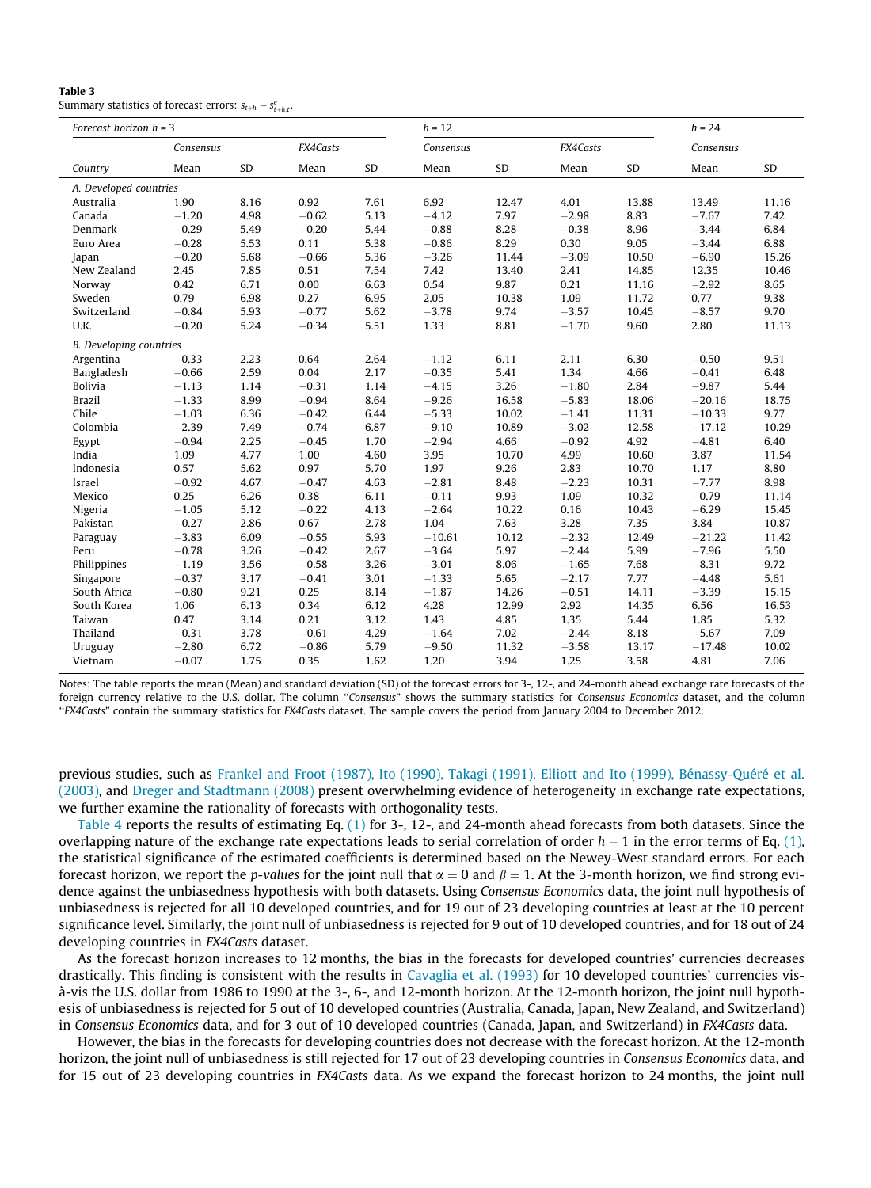**Table 3**
Summary statistics of forecast errors: $s_{t+h} - s^e_{t+h,t}$.

| Forecast horizon h = 3 | | | | | h = 12 | | | | h = 24 | |
|---|---|---|---|---|---|---|---|---|---|---|
| | *Consensus* | | *FX4Casts* | | *Consensus* | | *FX4Casts* | | *Consensus* | |
| Country | Mean | SD | Mean | SD | Mean | SD | Mean | SD | Mean | SD |
| *A. Developed countries* | | | | | | | | | | |
| Australia | 1.90 | 8.16 | 0.92 | 7.61 | 6.92 | 12.47 | 4.01 | 13.88 | 13.49 | 11.16 |
| Canada | −1.20 | 4.98 | −0.62 | 5.13 | −4.12 | 7.97 | −2.98 | 8.83 | −7.67 | 7.42 |
| Denmark | −0.29 | 5.49 | −0.20 | 5.44 | −0.88 | 8.28 | −0.38 | 8.96 | −3.44 | 6.84 |
| Euro Area | −0.28 | 5.53 | 0.11 | 5.38 | −0.86 | 8.29 | 0.30 | 9.05 | −3.44 | 6.88 |
| Japan | −0.20 | 5.68 | −0.66 | 5.36 | −3.26 | 11.44 | −3.09 | 10.50 | −6.90 | 15.26 |
| New Zealand | 2.45 | 7.85 | 0.51 | 7.54 | 7.42 | 13.40 | 2.41 | 14.85 | 12.35 | 10.46 |
| Norway | 0.42 | 6.71 | 0.00 | 6.63 | 0.54 | 9.87 | 0.21 | 11.16 | −2.92 | 8.65 |
| Sweden | 0.79 | 6.98 | 0.27 | 6.95 | 2.05 | 10.38 | 1.09 | 11.72 | 0.77 | 9.38 |
| Switzerland | −0.84 | 5.93 | −0.77 | 5.62 | −3.78 | 9.74 | −3.57 | 10.45 | −8.57 | 9.70 |
| U.K. | −0.20 | 5.24 | −0.34 | 5.51 | 1.33 | 8.81 | −1.70 | 9.60 | 2.80 | 11.13 |
| *B. Developing countries* | | | | | | | | | | |
| Argentina | −0.33 | 2.23 | 0.64 | 2.64 | −1.12 | 6.11 | 2.11 | 6.30 | −0.50 | 9.51 |
| Bangladesh | −0.66 | 2.59 | 0.04 | 2.17 | −0.35 | 5.41 | 1.34 | 4.66 | −0.41 | 6.48 |
| Bolivia | −1.13 | 1.14 | −0.31 | 1.14 | −4.15 | 3.26 | −1.80 | 2.84 | −9.87 | 5.44 |
| Brazil | −1.33 | 8.99 | −0.94 | 8.64 | −9.26 | 16.58 | −5.83 | 18.06 | −20.16 | 18.75 |
| Chile | −1.03 | 6.36 | −0.42 | 6.44 | −5.33 | 10.02 | −1.41 | 11.31 | −10.33 | 9.77 |
| Colombia | −2.39 | 7.49 | −0.74 | 6.87 | −9.10 | 10.89 | −3.02 | 12.58 | −17.12 | 10.29 |
| Egypt | −0.94 | 2.25 | −0.45 | 1.70 | −2.94 | 4.66 | −0.92 | 4.92 | −4.81 | 6.40 |
| India | 1.09 | 4.77 | 1.00 | 4.60 | 3.95 | 10.70 | 4.99 | 10.60 | 3.87 | 11.54 |
| Indonesia | 0.57 | 5.62 | 0.97 | 5.70 | 1.97 | 9.26 | 2.83 | 10.70 | 1.17 | 8.80 |
| Israel | −0.92 | 4.67 | −0.47 | 4.63 | −2.81 | 8.48 | −2.23 | 10.31 | −7.77 | 8.98 |
| Mexico | 0.25 | 6.26 | 0.38 | 6.11 | −0.11 | 9.93 | 1.09 | 10.32 | −0.79 | 11.14 |
| Nigeria | −1.05 | 5.12 | −0.22 | 4.13 | −2.64 | 10.22 | 0.16 | 10.43 | −6.29 | 15.45 |
| Pakistan | −0.27 | 2.86 | 0.67 | 2.78 | 1.04 | 7.63 | 3.28 | 7.35 | 3.84 | 10.87 |
| Paraguay | −3.83 | 6.09 | −0.55 | 5.93 | −10.61 | 10.12 | −2.32 | 12.49 | −21.22 | 11.42 |
| Peru | −0.78 | 3.26 | −0.42 | 2.67 | −3.64 | 5.97 | −2.44 | 5.99 | −7.96 | 5.50 |
| Philippines | −1.19 | 3.56 | −0.58 | 3.26 | −3.01 | 8.06 | −1.65 | 7.68 | −8.31 | 9.72 |
| Singapore | −0.37 | 3.17 | −0.41 | 3.01 | −1.33 | 5.65 | −2.17 | 7.77 | −4.48 | 5.61 |
| South Africa | −0.80 | 9.21 | 0.25 | 8.14 | −1.87 | 14.26 | −0.51 | 14.11 | −3.39 | 15.15 |
| South Korea | 1.06 | 6.13 | 0.34 | 6.12 | 4.28 | 12.99 | 2.92 | 14.35 | 6.56 | 16.53 |
| Taiwan | 0.47 | 3.14 | 0.21 | 3.12 | 1.43 | 4.85 | 1.35 | 5.44 | 1.85 | 5.32 |
| Thailand | −0.31 | 3.78 | −0.61 | 4.29 | −1.64 | 7.02 | −2.44 | 8.18 | −5.67 | 7.09 |
| Uruguay | −2.80 | 6.72 | −0.86 | 5.79 | −9.50 | 11.32 | −3.58 | 13.17 | −17.48 | 10.02 |
| Vietnam | −0.07 | 1.75 | 0.35 | 1.62 | 1.20 | 3.94 | 1.25 | 3.58 | 4.81 | 7.06 |

Notes: The table reports the mean (Mean) and standard deviation (SD) of the forecast errors for 3-, 12-, and 24-month ahead exchange rate forecasts of the foreign currency relative to the U.S. dollar. The column "*Consensus*" shows the summary statistics for *Consensus Economics* dataset, and the column "*FX4Casts*" contain the summary statistics for *FX4Casts* dataset. The sample covers the period from January 2004 to December 2012.

previous studies, such as Frankel and Froot (1987), Ito (1990), Takagi (1991), Elliott and Ito (1999), Bénassy-Quéré et al. (2003), and Dreger and Stadtmann (2008) present overwhelming evidence of heterogeneity in exchange rate expectations, we further examine the rationality of forecasts with orthogonality tests.

Table 4 reports the results of estimating Eq. (1) for 3-, 12-, and 24-month ahead forecasts from both datasets. Since the overlapping nature of the exchange rate expectations leads to serial correlation of order $h - 1$ in the error terms of Eq. (1), the statistical significance of the estimated coefficients is determined based on the Newey-West standard errors. For each forecast horizon, we report the *p-values* for the joint null that $\alpha = 0$ and $\beta = 1$. At the 3-month horizon, we find strong evidence against the unbiasedness hypothesis with both datasets. Using *Consensus Economics* data, the joint null hypothesis of unbiasedness is rejected for all 10 developed countries, and for 19 out of 23 developing countries at least at the 10 percent significance level. Similarly, the joint null of unbiasedness is rejected for 9 out of 10 developed countries, and for 18 out of 24 developing countries in *FX4Casts* dataset.

As the forecast horizon increases to 12 months, the bias in the forecasts for developed countries' currencies decreases drastically. This finding is consistent with the results in Cavaglia et al. (1993) for 10 developed countries' currencies vis-à-vis the U.S. dollar from 1986 to 1990 at the 3-, 6-, and 12-month horizon. At the 12-month horizon, the joint null hypothesis of unbiasedness is rejected for 5 out of 10 developed countries (Australia, Canada, Japan, New Zealand, and Switzerland) in *Consensus Economics* data, and for 3 out of 10 developed countries (Canada, Japan, and Switzerland) in *FX4Casts* data.

However, the bias in the forecasts for developing countries does not decrease with the forecast horizon. At the 12-month horizon, the joint null of unbiasedness is still rejected for 17 out of 23 developing countries in *Consensus Economics* data, and for 15 out of 23 developing countries in *FX4Casts* data. As we expand the forecast horizon to 24 months, the joint null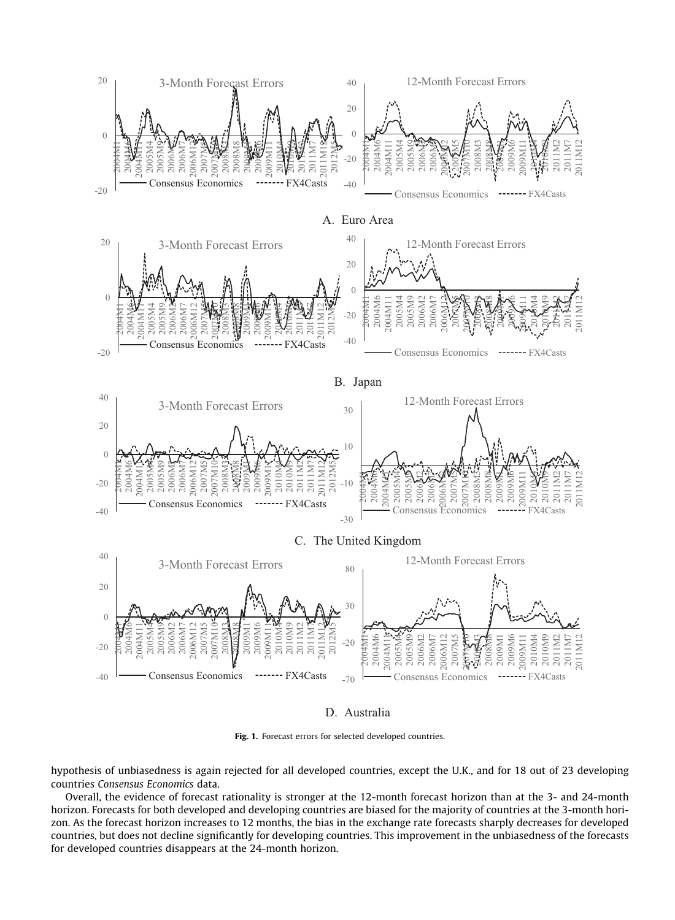Fig. 1. Forecast errors for selected developed countries.

hypothesis of unbiasedness is again rejected for all developed countries, except the U.K., and for 18 out of 23 developing countries *Consensus Economics* data.

Overall, the evidence of forecast rationality is stronger at the 12-month forecast horizon than at the 3- and 24-month horizon. Forecasts for both developed and developing countries are biased for the majority of countries at the 3-month horizon. As the forecast horizon increases to 12 months, the bias in the exchange rate forecasts sharply decreases for developed countries, but does not decline significantly for developing countries. This improvement in the unbiasedness of the forecasts for developed countries disappears at the 24-month horizon.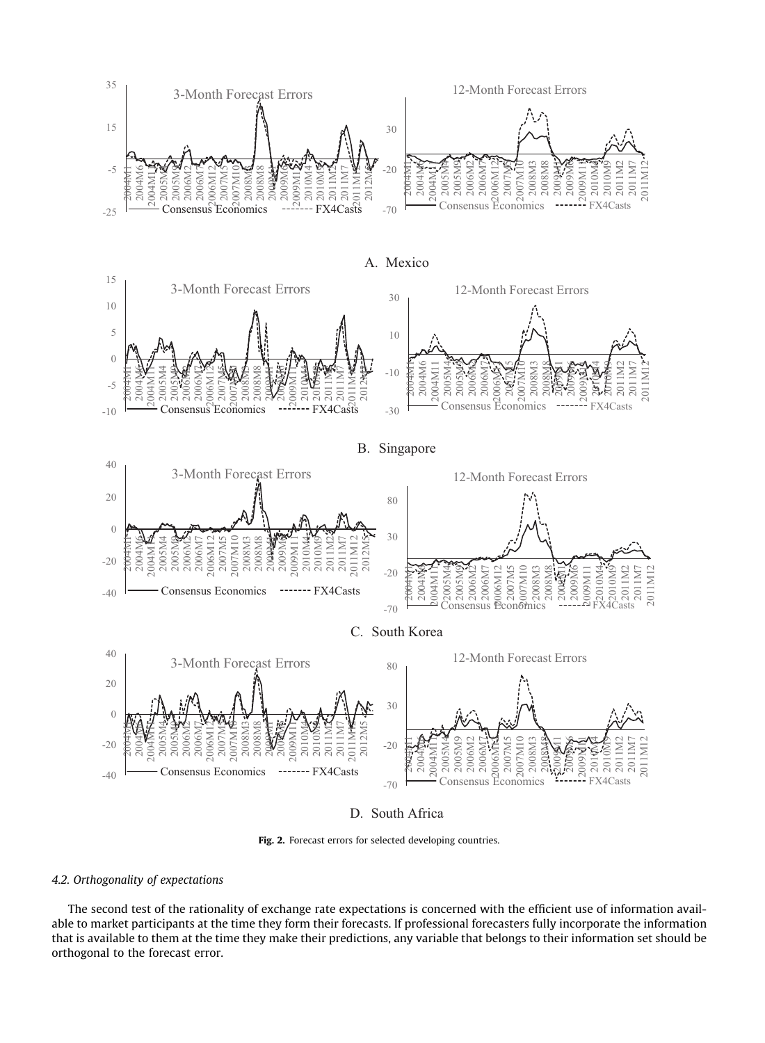A. Mexico

B. Singapore

C. South Korea

D. South Africa

**Fig. 2.** Forecast errors for selected developing countries.

### *4.2. Orthogonality of expectations*

The second test of the rationality of exchange rate expectations is concerned with the efficient use of information available to market participants at the time they form their forecasts. If professional forecasters fully incorporate the information that is available to them at the time they make their predictions, any variable that belongs to their information set should be orthogonal to the forecast error.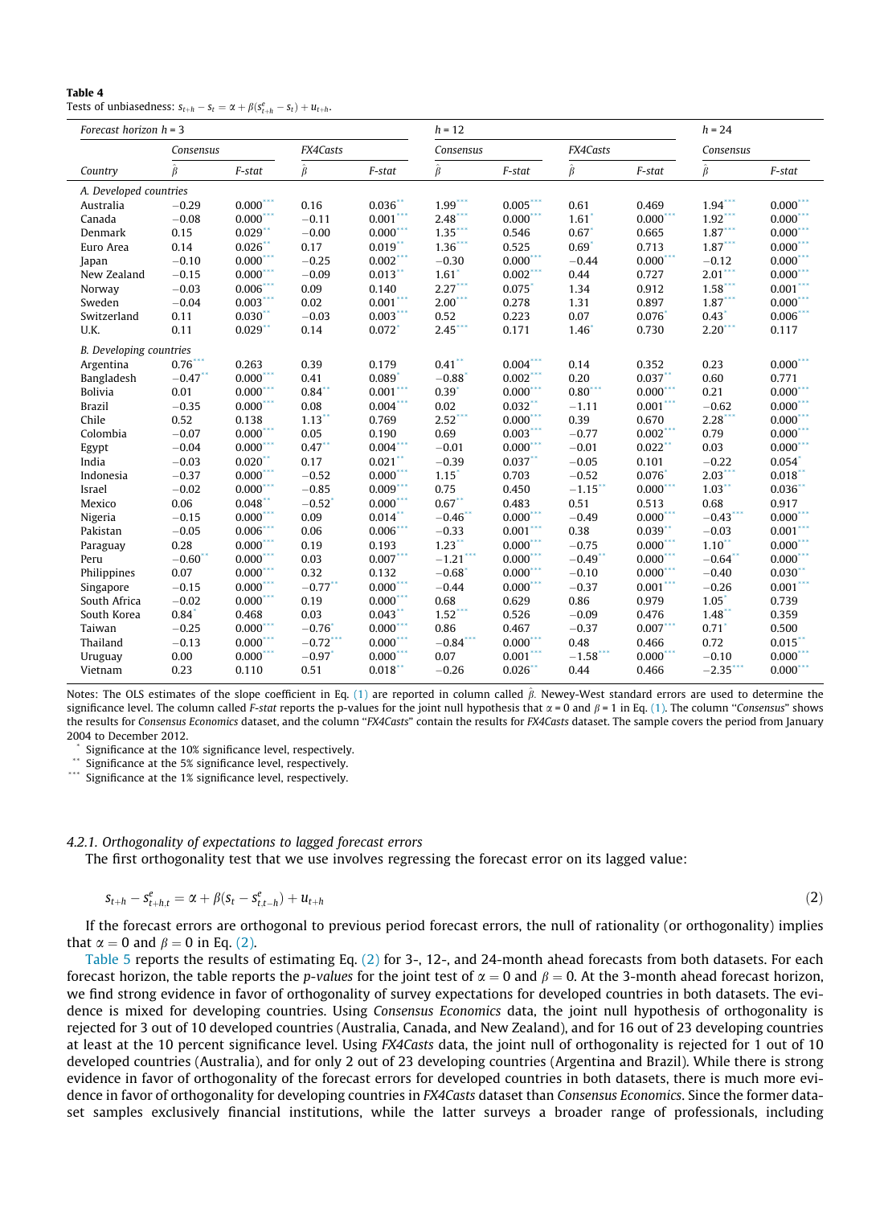**Table 4**
Tests of unbiasedness: $s_{t+h} - s_t = \alpha + \beta(s^e_{t+h} - s_t) + u_{t+h}$.

| Forecast horizon $h = 3$ | | | | | $h = 12$ | | | | $h = 24$ | |
|---|---|---|---|---|---|---|---|---|---|---|
| | Consensus | | FX4Casts | | Consensus | | FX4Casts | | Consensus | |
| Country | $\hat{\beta}$ | F-stat | $\hat{\beta}$ | F-stat | $\hat{\beta}$ | F-stat | $\hat{\beta}$ | F-stat | $\hat{\beta}$ | F-stat |
| *A. Developed countries* | | | | | | | | | | |
| Australia | −0.29 | 0.000*** | 0.16 | 0.036** | 1.99*** | 0.005*** | 0.61 | 0.469 | 1.94*** | 0.000*** |
| Canada | −0.08 | 0.000*** | −0.11 | 0.001*** | 2.48*** | 0.000*** | 1.61* | 0.000*** | 1.92*** | 0.000*** |
| Denmark | 0.15 | 0.029** | −0.00 | 0.000*** | 1.35*** | 0.546 | 0.67* | 0.665 | 1.87*** | 0.000*** |
| Euro Area | 0.14 | 0.026** | 0.17 | 0.019** | 1.36*** | 0.525 | 0.69* | 0.713 | 1.87*** | 0.000*** |
| Japan | −0.10 | 0.000*** | −0.25 | 0.002*** | −0.30 | 0.000*** | −0.44 | 0.000*** | −0.12 | 0.000*** |
| New Zealand | −0.15 | 0.000*** | −0.09 | 0.013** | 1.61* | 0.002*** | 0.44 | 0.727 | 2.01*** | 0.000*** |
| Norway | −0.03 | 0.006*** | 0.09 | 0.140 | 2.27*** | 0.075* | 1.34 | 0.912 | 1.58*** | 0.001*** |
| Sweden | −0.04 | 0.003*** | 0.02 | 0.001*** | 2.00*** | 0.278 | 1.31 | 0.897 | 1.87*** | 0.000*** |
| Switzerland | 0.11 | 0.030** | −0.03 | 0.003*** | 0.52 | 0.223 | 0.07 | 0.076* | 0.43* | 0.006*** |
| U.K. | 0.11 | 0.029** | 0.14 | 0.072* | 2.45*** | 0.171 | 1.46* | 0.730 | 2.20*** | 0.117 |
| *B. Developing countries* | | | | | | | | | | |
| Argentina | 0.76*** | 0.263 | 0.39 | 0.179 | 0.41** | 0.004*** | 0.14 | 0.352 | 0.23 | 0.000*** |
| Bangladesh | −0.47** | 0.000*** | 0.41 | 0.089* | −0.88* | 0.002*** | 0.20 | 0.037** | 0.60 | 0.771 |
| Bolivia | 0.01 | 0.000*** | 0.84** | 0.001*** | 0.39* | 0.000*** | 0.80*** | 0.000*** | 0.21 | 0.000*** |
| Brazil | −0.35 | 0.000*** | 0.08 | 0.004*** | 0.02 | 0.032** | −1.11 | 0.001*** | −0.62 | 0.000*** |
| Chile | 0.52 | 0.138 | 1.13** | 0.769 | 2.52*** | 0.000*** | 0.39 | 0.670 | 2.28*** | 0.000*** |
| Colombia | −0.07 | 0.000*** | 0.05 | 0.190 | 0.69 | 0.003*** | −0.77 | 0.002*** | 0.79 | 0.000*** |
| Egypt | −0.04 | 0.000*** | 0.47** | 0.004*** | −0.01 | 0.000*** | −0.01 | 0.022** | 0.03 | 0.000*** |
| India | −0.03 | 0.020** | 0.17 | 0.021** | −0.39 | 0.037** | −0.05 | 0.101 | −0.22 | 0.054* |
| Indonesia | −0.37 | 0.000*** | −0.52 | 0.000*** | 1.15* | 0.703 | −0.52 | 0.076* | 2.03*** | 0.018** |
| Israel | −0.02 | 0.000*** | −0.85 | 0.009*** | 0.75 | 0.450 | −1.15** | 0.000*** | 1.03** | 0.036** |
| Mexico | 0.06 | 0.048** | −0.52* | 0.000*** | 0.67** | 0.483 | 0.51 | 0.513 | 0.68 | 0.917 |
| Nigeria | −0.15 | 0.000*** | 0.09 | 0.014** | −0.46** | 0.000*** | −0.49 | 0.000*** | −0.43*** | 0.000*** |
| Pakistan | −0.05 | 0.006*** | 0.06 | 0.006*** | −0.33 | 0.001*** | 0.38 | 0.039** | −0.03 | 0.001*** |
| Paraguay | 0.28 | 0.000*** | 0.19 | 0.193 | 1.23** | 0.000*** | −0.75 | 0.000*** | 1.10** | 0.000*** |
| Peru | −0.60** | 0.000*** | 0.03 | 0.007*** | −1.21*** | 0.000*** | −0.49** | 0.000*** | −0.64** | 0.000*** |
| Philippines | 0.07 | 0.000*** | 0.32 | 0.132 | −0.68* | 0.000*** | −0.10 | 0.000*** | −0.40 | 0.030** |
| Singapore | −0.15 | 0.000*** | −0.77** | 0.000*** | −0.44 | 0.000*** | −0.37 | 0.001*** | −0.26 | 0.001*** |
| South Africa | −0.02 | 0.000*** | 0.19 | 0.000*** | 0.68 | 0.629 | 0.86 | 0.979 | 1.05* | 0.739 |
| South Korea | 0.84* | 0.468 | 0.03 | 0.043** | 1.52*** | 0.526 | −0.09 | 0.476 | 1.48** | 0.359 |
| Taiwan | −0.25 | 0.000*** | −0.76* | 0.000*** | 0.86 | 0.467 | −0.37 | 0.007*** | 0.71* | 0.500 |
| Thailand | −0.13 | 0.000*** | −0.72*** | 0.000*** | −0.84*** | 0.000*** | 0.48 | 0.466 | 0.72 | 0.015** |
| Uruguay | 0.00 | 0.000*** | −0.97* | 0.000*** | 0.07 | 0.001*** | −1.58*** | 0.000*** | −0.10 | 0.000*** |
| Vietnam | 0.23 | 0.110 | 0.51 | 0.018** | −0.26 | 0.026** | 0.44 | 0.466 | −2.35*** | 0.000*** |

Notes: The OLS estimates of the slope coefficient in Eq. (1) are reported in column called $\hat{\beta}$. Newey-West standard errors are used to determine the significance level. The column called *F-stat* reports the p-values for the joint null hypothesis that $\alpha = 0$ and $\beta = 1$ in Eq. (1). The column "*Consensus*" shows the results for *Consensus Economics* dataset, and the column "*FX4Casts*" contain the results for *FX4Casts* dataset. The sample covers the period from January 2004 to December 2012.

\* Significance at the 10% significance level, respectively.
\*\* Significance at the 5% significance level, respectively.
\*\*\* Significance at the 1% significance level, respectively.

#### 4.2.1. Orthogonality of expectations to lagged forecast errors

The first orthogonality test that we use involves regressing the forecast error on its lagged value:

$$s_{t+h} - s^e_{t+h,t} = \alpha + \beta(s_t - s^e_{t,t-h}) + u_{t+h} \tag{2}$$

If the forecast errors are orthogonal to previous period forecast errors, the null of rationality (or orthogonality) implies that $\alpha = 0$ and $\beta = 0$ in Eq. (2).

Table 5 reports the results of estimating Eq. (2) for 3-, 12-, and 24-month ahead forecasts from both datasets. For each forecast horizon, the table reports the *p-values* for the joint test of $\alpha = 0$ and $\beta = 0$. At the 3-month ahead forecast horizon, we find strong evidence in favor of orthogonality of survey expectations for developed countries in both datasets. The evidence is mixed for developing countries. Using *Consensus Economics* data, the joint null hypothesis of orthogonality is rejected for 3 out of 10 developed countries (Australia, Canada, and New Zealand), and for 16 out of 23 developing countries at least at the 10 percent significance level. Using *FX4Casts* data, the joint null of orthogonality is rejected for 1 out of 10 developed countries (Australia), and for only 2 out of 23 developing countries (Argentina and Brazil). While there is strong evidence in favor of orthogonality of the forecast errors for developed countries in both datasets, there is much more evidence in favor of orthogonality for developing countries in *FX4Casts* dataset than *Consensus Economics*. Since the former dataset samples exclusively financial institutions, while the latter surveys a broader range of professionals, including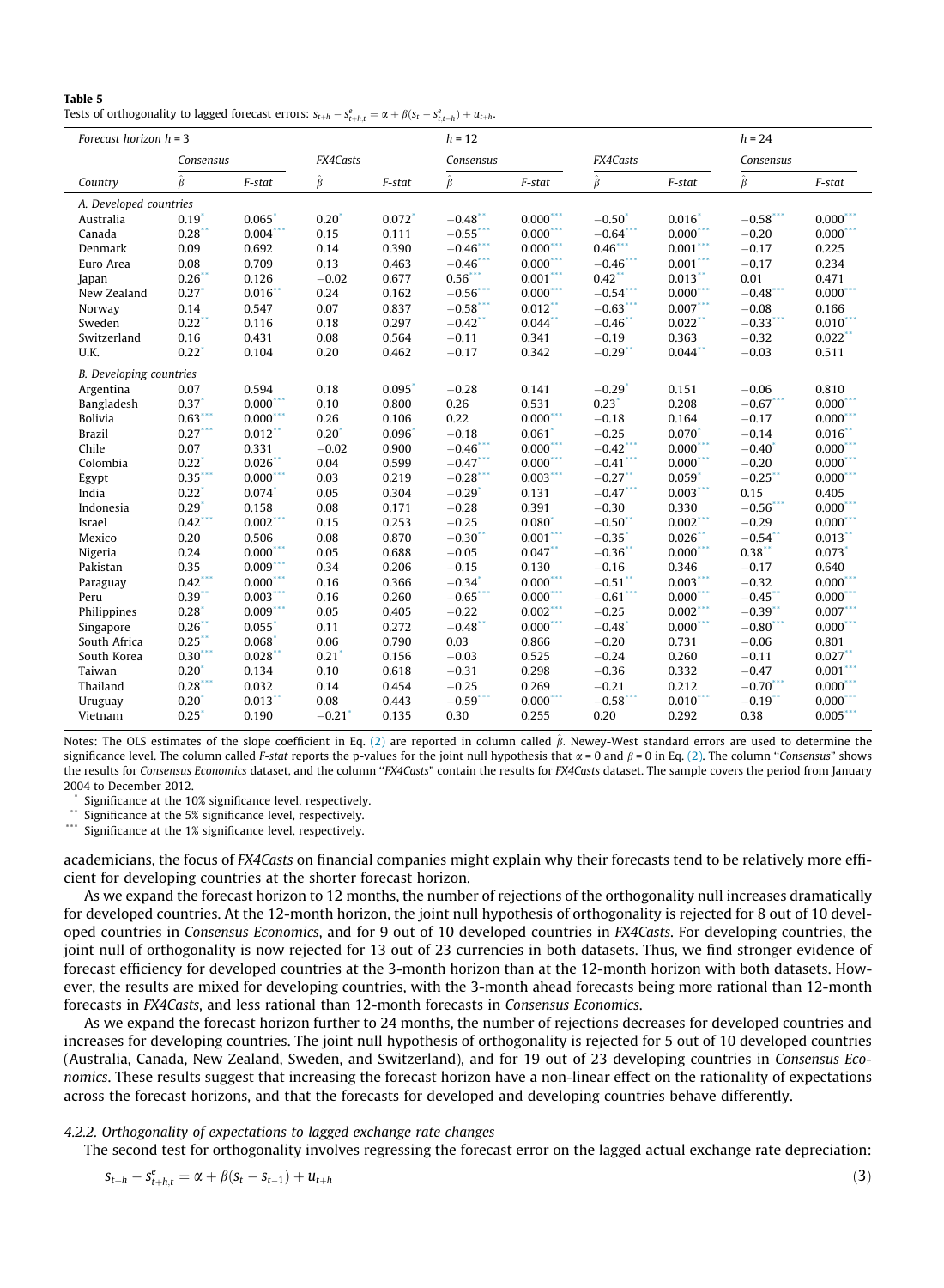**Table 5**
Tests of orthogonality to lagged forecast errors: $s_{t+h} - s^e_{t+h,t} = \alpha + \beta(s_t - s^e_{t,t-h}) + u_{t+h}$.

| Forecast horizon $h = 3$ | | | | | $h = 12$ | | | | $h = 24$ | |
|---|---|---|---|---|---|---|---|---|---|---|
| | Consensus | | FX4Casts | | Consensus | | FX4Casts | | Consensus | |
| Country | $\hat{\beta}$ | F-stat | $\hat{\beta}$ | F-stat | $\hat{\beta}$ | F-stat | $\hat{\beta}$ | F-stat | $\hat{\beta}$ | F-stat |
| *A. Developed countries* | | | | | | | | | | |
| Australia | 0.19* | 0.065* | 0.20* | 0.072* | −0.48** | 0.000*** | −0.50* | 0.016* | −0.58*** | 0.000*** |
| Canada | 0.28** | 0.004*** | 0.15 | 0.111 | −0.55*** | 0.000*** | −0.64*** | 0.000*** | −0.20 | 0.000*** |
| Denmark | 0.09 | 0.692 | 0.14 | 0.390 | −0.46*** | 0.000*** | 0.46*** | 0.001*** | −0.17 | 0.225 |
| Euro Area | 0.08 | 0.709 | 0.13 | 0.463 | −0.46*** | 0.000*** | −0.46*** | 0.001*** | −0.17 | 0.234 |
| Japan | 0.26** | 0.126 | −0.02 | 0.677 | 0.56*** | 0.001*** | 0.42** | 0.013** | 0.01 | 0.471 |
| New Zealand | 0.27* | 0.016** | 0.24 | 0.162 | −0.56*** | 0.000*** | −0.54*** | 0.000*** | −0.48*** | 0.000*** |
| Norway | 0.14 | 0.547 | 0.07 | 0.837 | −0.58*** | 0.012** | −0.63*** | 0.007*** | −0.08 | 0.166 |
| Sweden | 0.22** | 0.116 | 0.18 | 0.297 | −0.42** | 0.044** | −0.46** | 0.022** | −0.33*** | 0.010*** |
| Switzerland | 0.16 | 0.431 | 0.08 | 0.564 | −0.11 | 0.341 | −0.19 | 0.363 | −0.32 | 0.022** |
| U.K. | 0.22* | 0.104 | 0.20 | 0.462 | −0.17 | 0.342 | −0.29** | 0.044** | −0.03 | 0.511 |
| *B. Developing countries* | | | | | | | | | | |
| Argentina | 0.07 | 0.594 | 0.18 | 0.095* | −0.28 | 0.141 | −0.29* | 0.151 | −0.06 | 0.810 |
| Bangladesh | 0.37* | 0.000*** | 0.10 | 0.800 | 0.26 | 0.531 | 0.23* | 0.208 | −0.67*** | 0.000*** |
| Bolivia | 0.63*** | 0.000*** | 0.26 | 0.106 | 0.22 | 0.000*** | −0.18 | 0.164 | −0.17 | 0.000*** |
| Brazil | 0.27*** | 0.012** | 0.20* | 0.096* | −0.18 | 0.061* | −0.25 | 0.070* | −0.14 | 0.016** |
| Chile | 0.07 | 0.331 | −0.02 | 0.900 | −0.46*** | 0.000*** | −0.42*** | 0.000*** | −0.40* | 0.000*** |
| Colombia | 0.22* | 0.026** | 0.04 | 0.599 | −0.47*** | 0.000*** | −0.41*** | 0.000*** | −0.20 | 0.000*** |
| Egypt | 0.35*** | 0.000*** | 0.03 | 0.219 | −0.28*** | 0.003*** | −0.27** | 0.059* | −0.25** | 0.000*** |
| India | 0.22* | 0.074* | 0.05 | 0.304 | −0.29* | 0.131 | −0.47*** | 0.003*** | 0.15 | 0.405 |
| Indonesia | 0.29* | 0.158 | 0.08 | 0.171 | −0.28 | 0.391 | −0.30 | 0.330 | −0.56*** | 0.000*** |
| Israel | 0.42*** | 0.002*** | 0.15 | 0.253 | −0.25 | 0.080* | −0.50** | 0.002*** | −0.29 | 0.000*** |
| Mexico | 0.20 | 0.506 | 0.08 | 0.870 | −0.30** | 0.001*** | −0.35* | 0.026** | −0.54** | 0.013** |
| Nigeria | 0.24 | 0.000*** | 0.05 | 0.688 | −0.05 | 0.047** | −0.36** | 0.000*** | 0.38** | 0.073* |
| Pakistan | 0.35 | 0.009*** | 0.34 | 0.206 | −0.15 | 0.130 | −0.16 | 0.346 | −0.17 | 0.640 |
| Paraguay | 0.42*** | 0.000*** | 0.16 | 0.366 | −0.34* | 0.000*** | −0.51** | 0.003*** | −0.32 | 0.000*** |
| Peru | 0.39** | 0.003*** | 0.16 | 0.260 | −0.65*** | 0.000*** | −0.61*** | 0.000*** | −0.45** | 0.000*** |
| Philippines | 0.28* | 0.009*** | 0.05 | 0.405 | −0.22 | 0.002*** | −0.25 | 0.002*** | −0.39** | 0.007*** |
| Singapore | 0.26** | 0.055* | 0.11 | 0.272 | −0.48** | 0.000*** | −0.48* | 0.000*** | −0.80*** | 0.000*** |
| South Africa | 0.25** | 0.068* | 0.06 | 0.790 | 0.03 | 0.866 | −0.20 | 0.731 | −0.06 | 0.801 |
| South Korea | 0.30*** | 0.028** | 0.21* | 0.156 | −0.03 | 0.525 | −0.24 | 0.260 | −0.11 | 0.027** |
| Taiwan | 0.20* | 0.134 | 0.10 | 0.618 | −0.31 | 0.298 | −0.36 | 0.332 | −0.47 | 0.001*** |
| Thailand | 0.28*** | 0.032 | 0.14 | 0.454 | −0.25 | 0.269 | −0.21 | 0.212 | −0.70*** | 0.000*** |
| Uruguay | 0.20* | 0.013** | 0.08 | 0.443 | −0.59*** | 0.000*** | −0.58*** | 0.010*** | −0.19** | 0.000*** |
| Vietnam | 0.25* | 0.190 | −0.21* | 0.135 | 0.30 | 0.255 | 0.20 | 0.292 | 0.38 | 0.005*** |

Notes: The OLS estimates of the slope coefficient in Eq. (2) are reported in column called $\hat{\beta}$. Newey-West standard errors are used to determine the significance level. The column called *F-stat* reports the p-values for the joint null hypothesis that $\alpha = 0$ and $\beta = 0$ in Eq. (2). The column "*Consensus*" shows the results for *Consensus Economics* dataset, and the column "*FX4Casts*" contain the results for *FX4Casts* dataset. The sample covers the period from January 2004 to December 2012.

\* Significance at the 10% significance level, respectively.

\*\* Significance at the 5% significance level, respectively.

\*\*\* Significance at the 1% significance level, respectively.

academicians, the focus of *FX4Casts* on financial companies might explain why their forecasts tend to be relatively more efficient for developing countries at the shorter forecast horizon.

As we expand the forecast horizon to 12 months, the number of rejections of the orthogonality null increases dramatically for developed countries. At the 12-month horizon, the joint null hypothesis of orthogonality is rejected for 8 out of 10 developed countries in *Consensus Economics*, and for 9 out of 10 developed countries in *FX4Casts*. For developing countries, the joint null of orthogonality is now rejected for 13 out of 23 currencies in both datasets. Thus, we find stronger evidence of forecast efficiency for developed countries at the 3-month horizon than at the 12-month horizon with both datasets. However, the results are mixed for developing countries, with the 3-month ahead forecasts being more rational than 12-month forecasts in *FX4Casts*, and less rational than 12-month forecasts in *Consensus Economics*.

As we expand the forecast horizon further to 24 months, the number of rejections decreases for developed countries and increases for developing countries. The joint null hypothesis of orthogonality is rejected for 5 out of 10 developed countries (Australia, Canada, New Zealand, Sweden, and Switzerland), and for 19 out of 23 developing countries in *Consensus Economics*. These results suggest that increasing the forecast horizon have a non-linear effect on the rationality of expectations across the forecast horizons, and that the forecasts for developed and developing countries behave differently.

#### 4.2.2. Orthogonality of expectations to lagged exchange rate changes

The second test for orthogonality involves regressing the forecast error on the lagged actual exchange rate depreciation:

$$s_{t+h} - s^e_{t+h,t} = \alpha + \beta(s_t - s_{t-1}) + u_{t+h} \tag{3}$$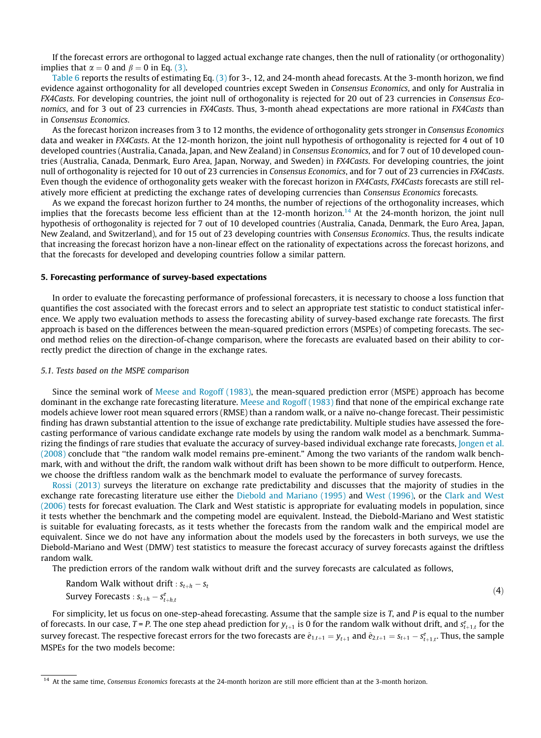If the forecast errors are orthogonal to lagged actual exchange rate changes, then the null of rationality (or orthogonality) implies that $\alpha = 0$ and $\beta = 0$ in Eq. (3).

Table 6 reports the results of estimating Eq. (3) for 3-, 12, and 24-month ahead forecasts. At the 3-month horizon, we find evidence against orthogonality for all developed countries except Sweden in *Consensus Economics*, and only for Australia in *FX4Casts*. For developing countries, the joint null of orthogonality is rejected for 20 out of 23 currencies in *Consensus Economics*, and for 3 out of 23 currencies in *FX4Casts*. Thus, 3-month ahead expectations are more rational in *FX4Casts* than in *Consensus Economics*.

As the forecast horizon increases from 3 to 12 months, the evidence of orthogonality gets stronger in *Consensus Economics* data and weaker in *FX4Casts*. At the 12-month horizon, the joint null hypothesis of orthogonality is rejected for 4 out of 10 developed countries (Australia, Canada, Japan, and New Zealand) in *Consensus Economics*, and for 7 out of 10 developed countries (Australia, Canada, Denmark, Euro Area, Japan, Norway, and Sweden) in *FX4Casts*. For developing countries, the joint null of orthogonality is rejected for 10 out of 23 currencies in *Consensus Economics*, and for 7 out of 23 currencies in *FX4Casts*. Even though the evidence of orthogonality gets weaker with the forecast horizon in *FX4Casts*, *FX4Casts* forecasts are still relatively more efficient at predicting the exchange rates of developing currencies than *Consensus Economics* forecasts.

As we expand the forecast horizon further to 24 months, the number of rejections of the orthogonality increases, which implies that the forecasts become less efficient than at the 12-month horizon.[14] At the 24-month horizon, the joint null hypothesis of orthogonality is rejected for 7 out of 10 developed countries (Australia, Canada, Denmark, the Euro Area, Japan, New Zealand, and Switzerland), and for 15 out of 23 developing countries with *Consensus Economics*. Thus, the results indicate that increasing the forecast horizon have a non-linear effect on the rationality of expectations across the forecast horizons, and that the forecasts for developed and developing countries follow a similar pattern.

## 5. Forecasting performance of survey-based expectations

In order to evaluate the forecasting performance of professional forecasters, it is necessary to choose a loss function that quantifies the cost associated with the forecast errors and to select an appropriate test statistic to conduct statistical inference. We apply two evaluation methods to assess the forecasting ability of survey-based exchange rate forecasts. The first approach is based on the differences between the mean-squared prediction errors (MSPEs) of competing forecasts. The second method relies on the direction-of-change comparison, where the forecasts are evaluated based on their ability to correctly predict the direction of change in the exchange rates.

### *5.1. Tests based on the MSPE comparison*

Since the seminal work of Meese and Rogoff (1983), the mean-squared prediction error (MSPE) approach has become dominant in the exchange rate forecasting literature. Meese and Rogoff (1983) find that none of the empirical exchange rate models achieve lower root mean squared errors (RMSE) than a random walk, or a naïve no-change forecast. Their pessimistic finding has drawn substantial attention to the issue of exchange rate predictability. Multiple studies have assessed the forecasting performance of various candidate exchange rate models by using the random walk model as a benchmark. Summarizing the findings of rare studies that evaluate the accuracy of survey-based individual exchange rate forecasts, Jongen et al. (2008) conclude that "the random walk model remains pre-eminent." Among the two variants of the random walk benchmark, with and without the drift, the random walk without drift has been shown to be more difficult to outperform. Hence, we choose the driftless random walk as the benchmark model to evaluate the performance of survey forecasts.

Rossi (2013) surveys the literature on exchange rate predictability and discusses that the majority of studies in the exchange rate forecasting literature use either the Diebold and Mariano (1995) and West (1996), or the Clark and West (2006) tests for forecast evaluation. The Clark and West statistic is appropriate for evaluating models in population, since it tests whether the benchmark and the competing model are equivalent. Instead, the Diebold-Mariano and West statistic is suitable for evaluating forecasts, as it tests whether the forecasts from the random walk and the empirical model are equivalent. Since we do not have any information about the models used by the forecasters in both surveys, we use the Diebold-Mariano and West (DMW) test statistics to measure the forecast accuracy of survey forecasts against the driftless random walk.

The prediction errors of the random walk without drift and the survey forecasts are calculated as follows,

$$\begin{aligned} &\text{Random Walk without Drift}: s_{t+h} - s_t \\ &\text{Survey Forecasts}: s_{t+h} - s^e_{t+h,t} \end{aligned} \tag{4}$$

For simplicity, let us focus on one-step-ahead forecasting. Assume that the sample size is $T$, and $P$ is equal to the number of forecasts. In our case, $T = P$. The one step ahead prediction for $y_{t+1}$ is 0 for the random walk without drift, and $s^e_{t+1,t}$ for the survey forecast. The respective forecast errors for the two forecasts are $\hat{e}_{1,t+1} = y_{t+1}$ and $\hat{e}_{2,t+1} = s_{t+1} - s^e_{t+1,t}$. Thus, the sample MSPEs for the two models become:

[14] At the same time, *Consensus Economics* forecasts at the 24-month horizon are still more efficient than at the 3-month horizon.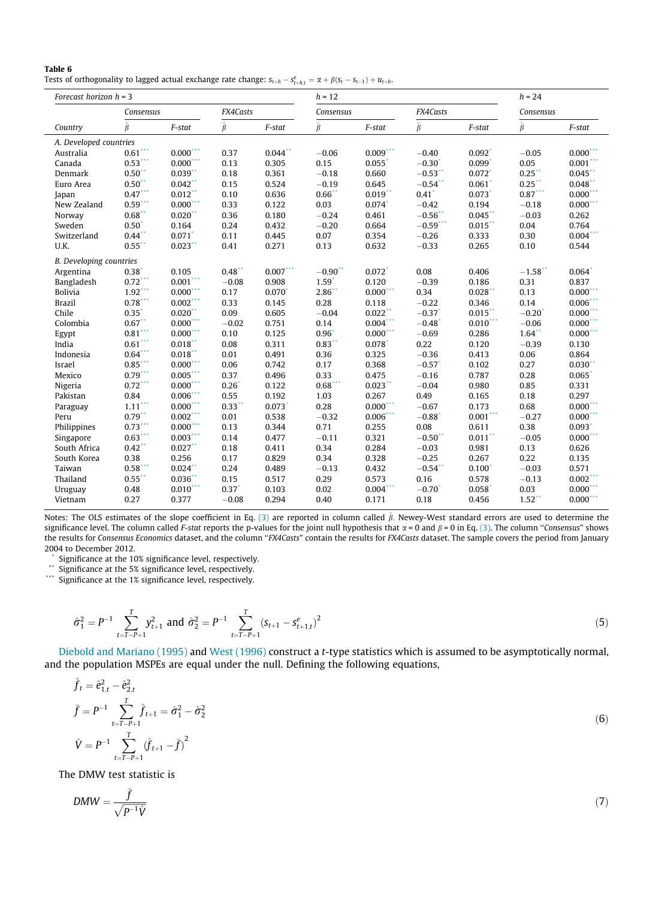**Table 6**
Tests of orthogonality to lagged actual exchange rate change: $s_{t+h} - s^e_{t+h,t} = \alpha + \beta(s_t - s_{t-1}) + u_{t+h}$.

| Forecast horizon $h = 3$ | | | | | $h = 12$ | | | | $h = 24$ | |
|---|---|---|---|---|---|---|---|---|---|---|
| | *Consensus* | | *FX4Casts* | | *Consensus* | | *FX4Casts* | | *Consensus* | |
| Country | $\hat{\beta}$ | *F-stat* | $\hat{\beta}$ | *F-stat* | $\hat{\beta}$ | *F-stat* | $\hat{\beta}$ | *F-stat* | $\hat{\beta}$ | *F-stat* |
| *A. Developed countries* | | | | | | | | | | |
| Australia | 0.61*** | 0.000*** | 0.37 | 0.044** | −0.06 | 0.009*** | −0.40 | 0.092* | −0.05 | 0.000*** |
| Canada | 0.53*** | 0.000*** | 0.13 | 0.305 | 0.15 | 0.055* | −0.30* | 0.099* | 0.05 | 0.001*** |
| Denmark | 0.50** | 0.039** | 0.18 | 0.361 | −0.18 | 0.660 | −0.53** | 0.072* | 0.25** | 0.045** |
| Euro Area | 0.50** | 0.042** | 0.15 | 0.524 | −0.19 | 0.645 | −0.54** | 0.061* | 0.25** | 0.048** |
| Japan | 0.47*** | 0.012** | 0.10 | 0.636 | 0.66** | 0.019** | 0.41* | 0.073* | 0.87*** | 0.000*** |
| New Zealand | 0.59*** | 0.000*** | 0.33 | 0.122 | 0.03 | 0.074* | −0.42 | 0.194 | −0.18 | 0.000*** |
| Norway | 0.68** | 0.020** | 0.36 | 0.180 | −0.24 | 0.461 | −0.56** | 0.045** | −0.03 | 0.262 |
| Sweden | 0.50* | 0.164 | 0.24 | 0.432 | −0.20 | 0.664 | −0.59*** | 0.015** | 0.04 | 0.764 |
| Switzerland | 0.44** | 0.071* | 0.11 | 0.445 | 0.07 | 0.354 | −0.26 | 0.333 | 0.30 | 0.004*** |
| U.K. | 0.55** | 0.023** | 0.41 | 0.271 | 0.13 | 0.632 | −0.33 | 0.265 | 0.10 | 0.544 |
| *B. Developing countries* | | | | | | | | | | |
| Argentina | 0.38* | 0.105 | 0.48** | 0.007*** | −0.90** | 0.072* | 0.08 | 0.406 | −1.58** | 0.064* |
| Bangladesh | 0.72*** | 0.001*** | −0.08 | 0.908 | 1.59* | 0.120 | −0.39 | 0.186 | 0.31 | 0.837 |
| Bolivia | 1.92*** | 0.000*** | 0.17 | 0.070* | 2.86** | 0.000*** | 0.34 | 0.028** | 0.13 | 0.000*** |
| Brazil | 0.78*** | 0.002*** | 0.33 | 0.145 | 0.28 | 0.118 | −0.22 | 0.346 | 0.14 | 0.006*** |
| Chile | 0.35* | 0.020** | 0.09 | 0.605 | −0.04 | 0.022** | −0.37* | 0.015** | −0.20* | 0.000*** |
| Colombia | 0.67** | 0.000*** | −0.02 | 0.751 | 0.14 | 0.004*** | −0.48* | 0.010*** | −0.06 | 0.000*** |
| Egypt | 0.81*** | 0.000*** | 0.10 | 0.125 | 0.96* | 0.000*** | −0.69 | 0.286 | 1.64** | 0.000*** |
| India | 0.61*** | 0.018** | 0.08 | 0.311 | 0.83** | 0.078* | 0.22 | 0.120 | −0.39 | 0.130 |
| Indonesia | 0.64*** | 0.018** | 0.01 | 0.491 | 0.36 | 0.325 | −0.36 | 0.413 | 0.06 | 0.864 |
| Israel | 0.85*** | 0.000*** | 0.06 | 0.742 | 0.17 | 0.368 | −0.57* | 0.102 | 0.27 | 0.030** |
| Mexico | 0.79*** | 0.005*** | 0.37 | 0.496 | 0.33 | 0.475 | −0.16 | 0.787 | 0.28 | 0.065* |
| Nigeria | 0.72*** | 0.000*** | 0.26* | 0.122 | 0.68*** | 0.023** | −0.04 | 0.980 | 0.85 | 0.331 |
| Pakistan | 0.84 | 0.006*** | 0.55 | 0.192 | 1.03 | 0.267 | 0.49 | 0.165 | 0.18 | 0.297 |
| Paraguay | 1.11*** | 0.000*** | 0.33** | 0.073* | 0.28 | 0.000*** | −0.67 | 0.173 | 0.68 | 0.000*** |
| Peru | 0.79** | 0.002*** | 0.01 | 0.538 | −0.32 | 0.006*** | −0.88* | 0.001*** | −0.27 | 0.000*** |
| Philippines | 0.73*** | 0.000*** | 0.13 | 0.344 | 0.71 | 0.255 | 0.08 | 0.611 | 0.38 | 0.093* |
| Singapore | 0.63*** | 0.003*** | 0.14 | 0.477 | −0.11 | 0.321 | −0.50** | 0.011** | −0.05 | 0.000*** |
| South Africa | 0.42** | 0.027** | 0.18 | 0.411 | 0.34 | 0.284 | −0.03 | 0.981 | 0.13 | 0.626 |
| South Korea | 0.38 | 0.256 | 0.17 | 0.829 | 0.34 | 0.328 | −0.25 | 0.267 | 0.22 | 0.135 |
| Taiwan | 0.58*** | 0.024** | 0.24 | 0.489 | −0.13 | 0.432 | −0.54** | 0.100* | −0.03 | 0.571 |
| Thailand | 0.55** | 0.036** | 0.15 | 0.517 | 0.29 | 0.573 | 0.16 | 0.578 | −0.13 | 0.002*** |
| Uruguay | 0.48 | 0.010*** | 0.37* | 0.103 | 0.02 | 0.004*** | −0.70* | 0.058* | 0.03 | 0.000*** |
| Vietnam | 0.27 | 0.377 | −0.08 | 0.294 | 0.40 | 0.171 | 0.18 | 0.456 | 1.52** | 0.000*** |

Notes: The OLS estimates of the slope coefficient in Eq. (3) are reported in column called $\hat{\beta}$. Newey-West standard errors are used to determine the significance level. The column called *F-stat* reports the p-values for the joint null hypothesis that $\alpha = 0$ and $\beta = 0$ in Eq. (3). The column "*Consensus*" shows the results for *Consensus Economics* dataset, and the column "*FX4Casts*" contain the results for *FX4Casts* dataset. The sample covers the period from January 2004 to December 2012.
\* Significance at the 10% significance level, respectively.
\*\* Significance at the 5% significance level, respectively.
\*\*\* Significance at the 1% significance level, respectively.

$$\hat{\sigma}_1^2 = P^{-1} \sum_{t=T-P+1}^{T} y_{t+1}^2 \text{ and } \hat{\sigma}_2^2 = P^{-1} \sum_{t=T-P+1}^{T} (s_{t+1} - s^e_{t+1,t})^2 \tag{5}$$

Diebold and Mariano (1995) and West (1996) construct a *t*-type statistics which is assumed to be asymptotically normal, and the population MSPEs are equal under the null. Defining the following equations,

$$\begin{aligned} \hat{f}_t &= \hat{e}_{1,t}^2 - \hat{e}_{2,t}^2 \\ \bar{f} &= P^{-1} \sum_{t=T-P+1}^{T} \hat{f}_{t+1} = \hat{\sigma}_1^2 - \hat{\sigma}_2^2 \\ \hat{V} &= P^{-1} \sum_{t=T-P+1}^{T} (\hat{f}_{t+1} - \bar{f})^2 \end{aligned} \tag{6}$$

The DMW test statistic is

$$DMW = \frac{\bar{f}}{\sqrt{P^{-1}\hat{V}}} \tag{7}$$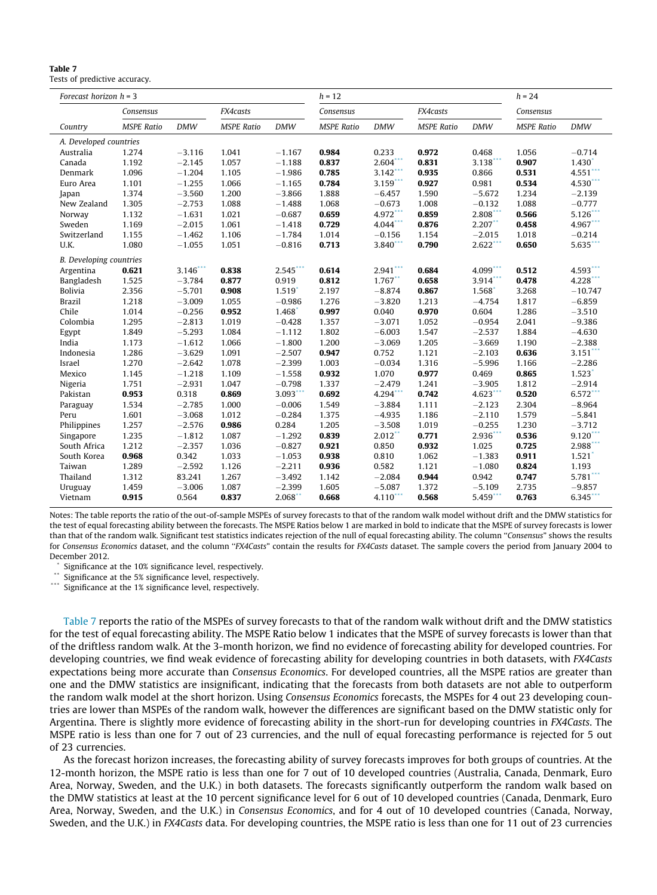**Table 7**
Tests of predictive accuracy.

| Forecast horizon h = 3 | | | | | h = 12 | | | | h = 24 | |
|---|---|---|---|---|---|---|---|---|---|---|
| | *Consensus* | | *FX4casts* | | *Consensus* | | *FX4casts* | | *Consensus* | |
| Country | MSPE Ratio | DMW | MSPE Ratio | DMW | MSPE Ratio | DMW | MSPE Ratio | DMW | MSPE Ratio | DMW |
| *A. Developed countries* | | | | | | | | | | |
| Australia | 1.274 | −3.116 | 1.041 | −1.167 | **0.984** | 0.233 | **0.972** | 0.468 | 1.056 | −0.714 |
| Canada | 1.192 | −2.145 | 1.057 | −1.188 | **0.837** | 2.604*** | **0.831** | 3.138*** | **0.907** | 1.430* |
| Denmark | 1.096 | −1.204 | 1.105 | −1.986 | **0.785** | 3.142*** | **0.935** | 0.866 | **0.531** | 4.551*** |
| Euro Area | 1.101 | −1.255 | 1.066 | −1.165 | **0.784** | 3.159*** | **0.927** | 0.981 | **0.534** | 4.530*** |
| Japan | 1.374 | −3.560 | 1.200 | −3.866 | 1.888 | −6.457 | 1.590 | −5.672 | 1.234 | −2.139 |
| New Zealand | 1.305 | −2.753 | 1.088 | −1.488 | 1.068 | −0.673 | 1.008 | −0.132 | 1.088 | −0.777 |
| Norway | 1.132 | −1.631 | 1.021 | −0.687 | **0.659** | 4.972*** | **0.859** | 2.808*** | **0.566** | 5.126*** |
| Sweden | 1.169 | −2.015 | 1.061 | −1.418 | **0.729** | 4.044*** | **0.876** | 2.207** | **0.458** | 4.967*** |
| Switzerland | 1.155 | −1.462 | 1.106 | −1.784 | 1.014 | −0.156 | 1.154 | −2.015 | 1.018 | −0.214 |
| U.K. | 1.080 | −1.055 | 1.051 | −0.816 | **0.713** | 3.840*** | **0.790** | 2.622*** | **0.650** | 5.635*** |
| *B. Developing countries* | | | | | | | | | | |
| Argentina | **0.621** | 3.146*** | **0.838** | 2.545*** | **0.614** | 2.941*** | **0.684** | 4.099*** | **0.512** | 4.593*** |
| Bangladesh | 1.525 | −3.784 | **0.877** | 0.919 | **0.812** | 1.767** | **0.658** | 3.914*** | **0.478** | 4.228*** |
| Bolivia | 2.356 | −5.701 | **0.908** | 1.519* | 2.197 | −8.874 | **0.867** | 1.568* | 3.268 | −10.747 |
| Brazil | 1.218 | −3.009 | 1.055 | −0.986 | 1.276 | −3.820 | 1.213 | −4.754 | 1.817 | −6.859 |
| Chile | 1.014 | −0.256 | **0.952** | 1.468* | **0.997** | 0.040 | **0.970** | 0.604 | 1.286 | −3.510 |
| Colombia | 1.295 | −2.813 | 1.019 | −0.428 | 1.357 | −3.071 | 1.052 | −0.954 | 2.041 | −9.386 |
| Egypt | 1.849 | −5.293 | 1.084 | −1.112 | 1.802 | −6.003 | 1.547 | −2.537 | 1.884 | −4.630 |
| India | 1.173 | −1.612 | 1.066 | −1.800 | 1.200 | −3.069 | 1.205 | −3.669 | 1.190 | −2.388 |
| Indonesia | 1.286 | −3.629 | 1.091 | −2.507 | **0.947** | 0.752 | 1.121 | −2.103 | **0.636** | 3.151*** |
| Israel | 1.270 | −2.642 | 1.078 | −2.399 | 1.003 | −0.034 | 1.316 | −5.996 | 1.166 | −2.286 |
| Mexico | 1.145 | −1.218 | 1.109 | −1.558 | **0.932** | 1.070 | **0.977** | 0.469 | **0.865** | 1.523* |
| Nigeria | 1.751 | −2.931 | 1.047 | −0.798 | 1.337 | −2.479 | 1.241 | −3.905 | 1.812 | −2.914 |
| Pakistan | **0.953** | 0.318 | **0.869** | 3.093*** | **0.692** | 4.294*** | **0.742** | 4.623*** | **0.520** | 6.572*** |
| Paraguay | 1.534 | −2.785 | 1.000 | −0.006 | 1.549 | −3.884 | 1.111 | −2.123 | 2.304 | −8.964 |
| Peru | 1.601 | −3.068 | 1.012 | −0.284 | 1.375 | −4.935 | 1.186 | −2.110 | 1.579 | −5.841 |
| Philippines | 1.257 | −2.576 | **0.986** | 0.284 | 1.205 | −3.508 | 1.019 | −0.255 | 1.230 | −3.712 |
| Singapore | 1.235 | −1.812 | 1.087 | −1.292 | **0.839** | 2.012** | **0.771** | 2.936*** | **0.536** | 9.120*** |
| South Africa | 1.212 | −2.357 | 1.036 | −0.827 | **0.921** | 0.850 | **0.932** | 1.025 | **0.725** | 2.988*** |
| South Korea | **0.968** | 0.342 | 1.033 | −1.053 | **0.938** | 0.810 | 1.062 | −1.383 | **0.911** | 1.521* |
| Taiwan | 1.289 | −2.592 | 1.126 | −2.211 | **0.936** | 0.582 | 1.121 | −1.080 | **0.824** | 1.193 |
| Thailand | 1.312 | 83.241 | 1.267 | −3.492 | 1.142 | −2.084 | **0.944** | 0.942 | **0.747** | 5.781*** |
| Uruguay | 1.459 | −3.006 | 1.087 | −2.399 | 1.605 | −5.087 | 1.372 | −5.109 | 2.735 | −9.857 |
| Vietnam | **0.915** | 0.564 | **0.837** | 2.068** | **0.668** | 4.110*** | **0.568** | 5.459*** | **0.763** | 6.345*** |

Notes: The table reports the ratio of the out-of-sample MSPEs of survey forecasts to that of the random walk model without drift and the DMW statistics for the test of equal forecasting ability between the forecasts. The MSPE Ratios below 1 are marked in bold to indicate that the MSPE of survey forecasts is lower than that of the random walk. Significant test statistics indicates rejection of the null of equal forecasting ability. The column "*Consensus*" shows the results for *Consensus Economics* dataset, and the column "*FX4Casts*" contain the results for *FX4Casts* dataset. The sample covers the period from January 2004 to December 2012.

\* Significance at the 10% significance level, respectively.
\*\* Significance at the 5% significance level, respectively.
\*\*\* Significance at the 1% significance level, respectively.

Table 7 reports the ratio of the MSPEs of survey forecasts to that of the random walk without drift and the DMW statistics for the test of equal forecasting ability. The MSPE Ratio below 1 indicates that the MSPE of survey forecasts is lower than that of the driftless random walk. At the 3-month horizon, we find no evidence of forecasting ability for developed countries. For developing countries, we find weak evidence of forecasting ability for developing countries in both datasets, with *FX4Casts* expectations being more accurate than *Consensus Economics*. For developed countries, all the MSPE ratios are greater than one and the DMW statistics are insignificant, indicating that the forecasts from both datasets are not able to outperform the random walk model at the short horizon. Using *Consensus Economics* forecasts, the MSPEs for 4 out 23 developing countries are lower than MSPEs of the random walk, however the differences are significant based on the DMW statistic only for Argentina. There is slightly more evidence of forecasting ability in the short-run for developing countries in *FX4Casts*. The MSPE ratio is less than one for 7 out of 23 currencies, and the null of equal forecasting performance is rejected for 5 out of 23 currencies.

As the forecast horizon increases, the forecasting ability of survey forecasts improves for both groups of countries. At the 12-month horizon, the MSPE ratio is less than one for 7 out of 10 developed countries (Australia, Canada, Denmark, Euro Area, Norway, Sweden, and the U.K.) in both datasets. The forecasts significantly outperform the random walk based on the DMW statistics at least at the 10 percent significance level for 6 out of 10 developed countries (Canada, Denmark, Euro Area, Norway, Sweden, and the U.K.) in *Consensus Economics*, and for 4 out of 10 developed countries (Canada, Norway, Sweden, and the U.K.) in *FX4Casts* data. For developing countries, the MSPE ratio is less than one for 11 out of 23 currencies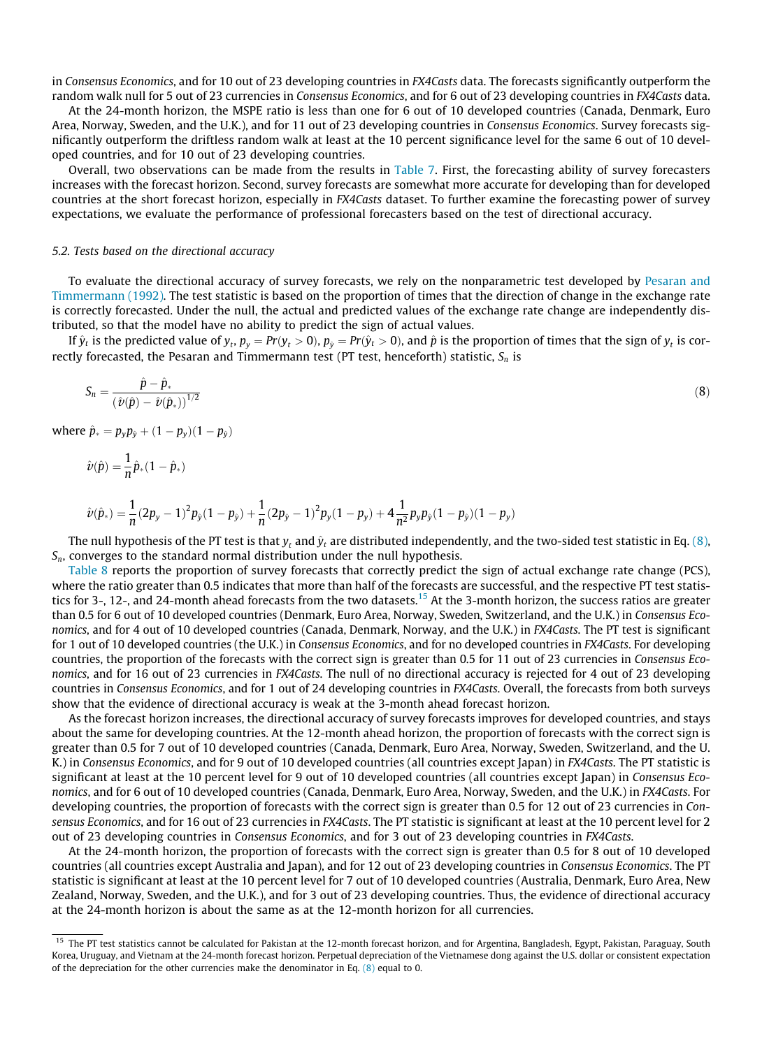in *Consensus Economics*, and for 10 out of 23 developing countries in *FX4Casts* data. The forecasts significantly outperform the random walk null for 5 out of 23 currencies in *Consensus Economics*, and for 6 out of 23 developing countries in *FX4Casts* data.

At the 24-month horizon, the MSPE ratio is less than one for 6 out of 10 developed countries (Canada, Denmark, Euro Area, Norway, Sweden, and the U.K.), and for 11 out of 23 developing countries in *Consensus Economics*. Survey forecasts significantly outperform the driftless random walk at least at the 10 percent significance level for the same 6 out of 10 developed countries, and for 10 out of 23 developing countries.

Overall, two observations can be made from the results in Table 7. First, the forecasting ability of survey forecasters increases with the forecast horizon. Second, survey forecasts are somewhat more accurate for developing than for developed countries at the short forecast horizon, especially in *FX4Casts* dataset. To further examine the forecasting power of survey expectations, we evaluate the performance of professional forecasters based on the test of directional accuracy.

### 5.2. Tests based on the directional accuracy

To evaluate the directional accuracy of survey forecasts, we rely on the nonparametric test developed by Pesaran and Timmermann (1992). The test statistic is based on the proportion of times that the direction of change in the exchange rate is correctly forecasted. Under the null, the actual and predicted values of the exchange rate change are independently distributed, so that the model have no ability to predict the sign of actual values.

If $\hat{y}_t$ is the predicted value of $y_t$, $p_y = Pr(y_t > 0)$, $p_{\hat{y}} = Pr(\hat{y}_t > 0)$, and $\hat{p}$ is the proportion of times that the sign of $y_t$ is correctly forecasted, the Pesaran and Timmermann test (PT test, henceforth) statistic, $S_n$ is

$$S_n = \frac{\hat{p} - \hat{p}_*}{\left(\hat{v}(\hat{p}) - \hat{v}(\hat{p}_*)\right)^{1/2}} \tag{8}$$

where $\hat{p}_* = p_y p_{\hat{y}} + (1 - p_y)(1 - p_{\hat{y}})$

$$\hat{v}(\hat{p}) = \frac{1}{n}\hat{p}_*(1 - \hat{p}_*)$$

$$\hat{v}(\hat{p}_*) = \frac{1}{n}(2p_y - 1)^2 p_{\hat{y}}(1 - p_{\hat{y}}) + \frac{1}{n}(2p_{\hat{y}} - 1)^2 p_y(1 - p_y) + 4\frac{1}{n^2}p_y p_{\hat{y}}(1 - p_{\hat{y}})(1 - p_y)$$

The null hypothesis of the PT test is that $y_t$ and $\hat{y}_t$ are distributed independently, and the two-sided test statistic in Eq. (8), $S_n$, converges to the standard normal distribution under the null hypothesis.

Table 8 reports the proportion of survey forecasts that correctly predict the sign of actual exchange rate change (PCS), where the ratio greater than 0.5 indicates that more than half of the forecasts are successful, and the respective PT test statistics for 3-, 12-, and 24-month ahead forecasts from the two datasets.[15] At the 3-month horizon, the success ratios are greater than 0.5 for 6 out of 10 developed countries (Denmark, Euro Area, Norway, Sweden, Switzerland, and the U.K.) in *Consensus Economics*, and for 4 out of 10 developed countries (Canada, Denmark, Norway, and the U.K.) in *FX4Casts*. The PT test is significant for 1 out of 10 developed countries (the U.K.) in *Consensus Economics*, and for no developed countries in *FX4Casts*. For developing countries, the proportion of the forecasts with the correct sign is greater than 0.5 for 11 out of 23 currencies in *Consensus Economics*, and for 16 out of 23 currencies in *FX4Casts*. The null of no directional accuracy is rejected for 4 out of 23 developing countries in *Consensus Economics*, and for 1 out of 24 developing countries in *FX4Casts*. Overall, the forecasts from both surveys show that the evidence of directional accuracy is weak at the 3-month ahead forecast horizon.

As the forecast horizon increases, the directional accuracy of survey forecasts improves for developed countries, and stays about the same for developing countries. At the 12-month ahead horizon, the proportion of forecasts with the correct sign is greater than 0.5 for 7 out of 10 developed countries (Canada, Denmark, Euro Area, Norway, Sweden, Switzerland, and the U.K.) in *Consensus Economics*, and for 9 out of 10 developed countries (all countries except Japan) in *FX4Casts*. The PT statistic is significant at least at the 10 percent level for 9 out of 10 developed countries (all countries except Japan) in *Consensus Economics*, and for 6 out of 10 developed countries (Canada, Denmark, Euro Area, Norway, Sweden, and the U.K.) in *FX4Casts*. For developing countries, the proportion of forecasts with the correct sign is greater than 0.5 for 12 out of 23 currencies in *Consensus Economics*, and for 16 out of 23 currencies in *FX4Casts*. The PT statistic is significant at least at the 10 percent level for 2 out of 23 developing countries in *Consensus Economics*, and for 3 out of 23 developing countries in *FX4Casts*.

At the 24-month horizon, the proportion of forecasts with the correct sign is greater than 0.5 for 8 out of 10 developed countries (all countries except Australia and Japan), and for 12 out of 23 developing countries in *Consensus Economics*. The PT statistic is significant at least at the 10 percent level for 7 out of 10 developed countries (Australia, Denmark, Euro Area, New Zealand, Norway, Sweden, and the U.K.), and for 3 out of 23 developing countries. Thus, the evidence of directional accuracy at the 24-month horizon is about the same as at the 12-month horizon for all currencies.

[15] The PT test statistics cannot be calculated for Pakistan at the 12-month forecast horizon, and for Argentina, Bangladesh, Egypt, Pakistan, Paraguay, South Korea, Uruguay, and Vietnam at the 24-month forecast horizon. Perpetual depreciation of the Vietnamese dong against the U.S. dollar or consistent expectation of the depreciation for the other currencies make the denominator in Eq. (8) equal to 0.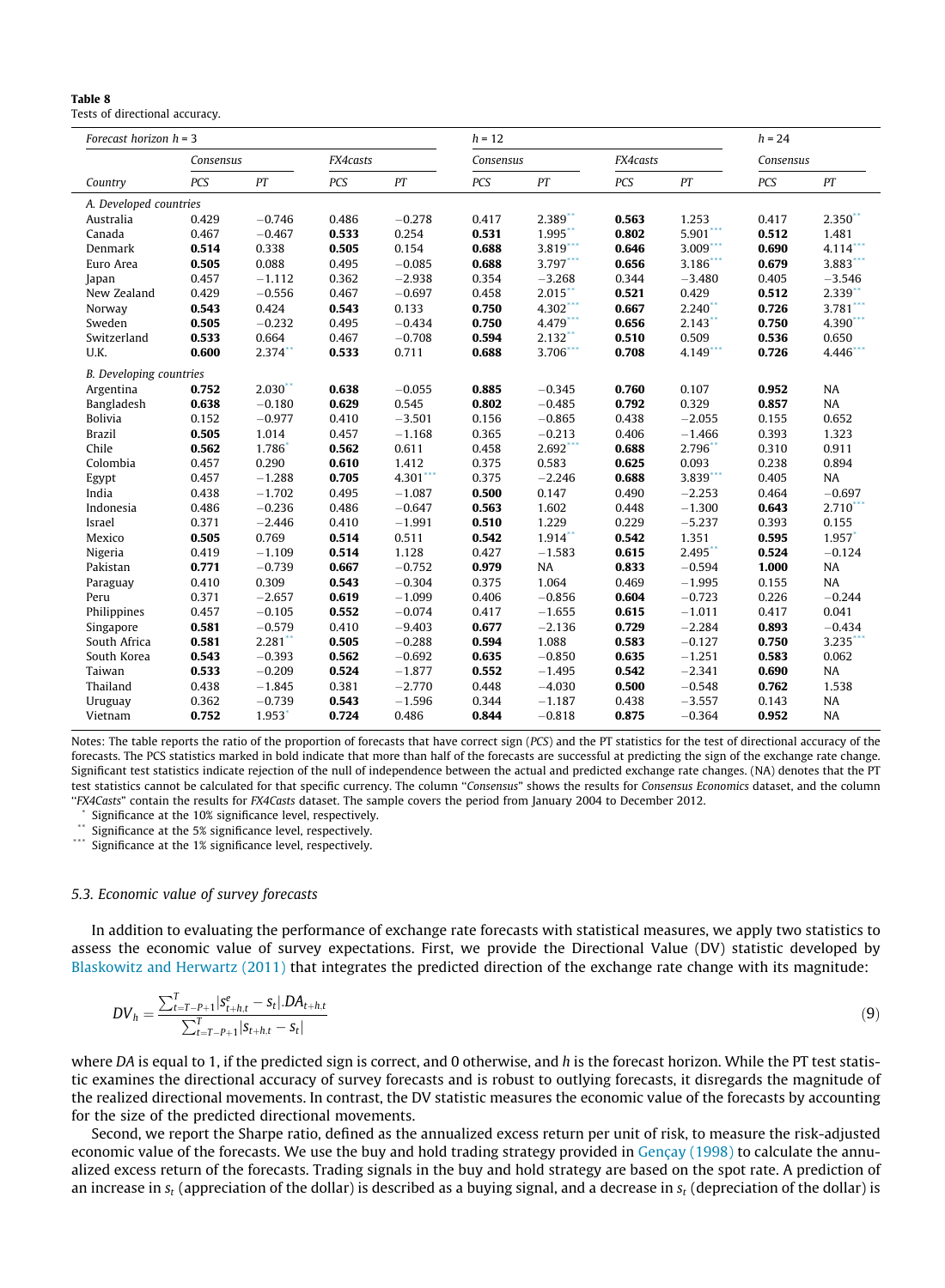**Table 8**
Tests of directional accuracy.

| Forecast horizon h = 3 | | | | | h = 12 | | | | h = 24 | |
|---|---|---|---|---|---|---|---|---|---|---|
| | Consensus | | FX4casts | | Consensus | | FX4casts | | Consensus | |
| Country | PCS | PT | PCS | PT | PCS | PT | PCS | PT | PCS | PT |
| *A. Developed countries* | | | | | | | | | | |
| Australia | 0.429 | −0.746 | 0.486 | −0.278 | 0.417 | 2.389** | **0.563** | 1.253 | 0.417 | 2.350** |
| Canada | 0.467 | −0.467 | **0.533** | 0.254 | **0.531** | 1.995** | **0.802** | 5.901*** | **0.512** | 1.481 |
| Denmark | **0.514** | 0.338 | **0.505** | 0.154 | **0.688** | 3.819*** | **0.646** | 3.009*** | **0.690** | 4.114*** |
| Euro Area | **0.505** | 0.088 | 0.495 | −0.085 | **0.688** | 3.797*** | **0.656** | 3.186*** | **0.679** | 3.883*** |
| Japan | 0.457 | −1.112 | 0.362 | −2.938 | 0.354 | −3.268 | 0.344 | −3.480 | 0.405 | −3.546 |
| New Zealand | 0.429 | −0.556 | 0.467 | −0.697 | 0.458 | 2.015** | **0.521** | 0.429 | **0.512** | 2.339** |
| Norway | **0.543** | 0.424 | **0.543** | 0.133 | **0.750** | 4.302*** | **0.667** | 2.240** | **0.726** | 3.781*** |
| Sweden | **0.505** | −0.232 | 0.495 | −0.434 | **0.750** | 4.479*** | **0.656** | 2.143** | **0.750** | 4.390*** |
| Switzerland | **0.533** | 0.664 | 0.467 | −0.708 | **0.594** | 2.132** | **0.510** | 0.509 | **0.536** | 0.650 |
| U.K. | **0.600** | 2.374** | **0.533** | 0.711 | **0.688** | 3.706*** | **0.708** | 4.149*** | **0.726** | 4.446*** |
| *B. Developing countries* | | | | | | | | | | |
| Argentina | **0.752** | 2.030** | **0.638** | −0.055 | **0.885** | −0.345 | **0.760** | 0.107 | **0.952** | NA |
| Bangladesh | **0.638** | −0.180 | **0.629** | 0.545 | **0.802** | −0.485 | **0.792** | 0.329 | **0.857** | NA |
| Bolivia | 0.152 | −0.977 | 0.410 | −3.501 | 0.156 | −0.865 | 0.438 | −2.055 | 0.155 | 0.652 |
| Brazil | **0.505** | 1.014 | 0.457 | −1.168 | 0.365 | −0.213 | 0.406 | −1.466 | 0.393 | 1.323 |
| Chile | **0.562** | 1.786* | **0.562** | 0.611 | 0.458 | 2.692*** | **0.688** | 2.796** | 0.310 | 0.911 |
| Colombia | 0.457 | 0.290 | **0.610** | 1.412 | 0.375 | 0.583 | **0.625** | 0.093 | 0.238 | 0.894 |
| Egypt | 0.457 | −1.288 | **0.705** | 4.301*** | 0.375 | −2.246 | **0.688** | 3.839*** | 0.405 | NA |
| India | 0.438 | −1.702 | 0.495 | −1.087 | **0.500** | 0.147 | 0.490 | −2.253 | 0.464 | −0.697 |
| Indonesia | 0.486 | −0.236 | 0.486 | −0.647 | **0.563** | 1.602 | 0.448 | −1.300 | **0.643** | 2.710*** |
| Israel | 0.371 | −2.446 | 0.410 | −1.991 | **0.510** | 1.229 | 0.229 | −5.237 | 0.393 | 0.155 |
| Mexico | **0.505** | 0.769 | **0.514** | 0.511 | **0.542** | 1.914** | **0.542** | 1.351 | **0.595** | 1.957* |
| Nigeria | 0.419 | −1.109 | **0.514** | 1.128 | 0.427 | −1.583 | **0.615** | 2.495** | **0.524** | −0.124 |
| Pakistan | **0.771** | −0.739 | **0.667** | −0.752 | **0.979** | NA | **0.833** | −0.594 | **1.000** | NA |
| Paraguay | 0.410 | 0.309 | **0.543** | −0.304 | 0.375 | 1.064 | 0.469 | −1.995 | 0.155 | NA |
| Peru | 0.371 | −2.657 | **0.619** | −1.099 | 0.406 | −0.856 | **0.604** | −0.723 | 0.226 | −0.244 |
| Philippines | 0.457 | −0.105 | **0.552** | −0.074 | 0.417 | −1.655 | **0.615** | −1.011 | 0.417 | 0.041 |
| Singapore | **0.581** | −0.579 | 0.410 | −9.403 | **0.677** | −2.136 | **0.729** | −2.284 | **0.893** | −0.434 |
| South Africa | **0.581** | 2.281** | **0.505** | −0.288 | **0.594** | 1.088 | **0.583** | −0.127 | **0.750** | 3.235*** |
| South Korea | **0.543** | −0.393 | **0.562** | −0.692 | **0.635** | −0.850 | **0.635** | −1.251 | **0.583** | 0.062 |
| Taiwan | **0.533** | −0.209 | **0.524** | −1.877 | **0.552** | −1.495 | **0.542** | −2.341 | **0.690** | NA |
| Thailand | 0.438 | −1.845 | 0.381 | −2.770 | 0.448 | −4.030 | **0.500** | −0.548 | **0.762** | 1.538 |
| Uruguay | 0.362 | −0.739 | **0.543** | −1.596 | 0.344 | −1.187 | 0.438 | −3.557 | 0.143 | NA |
| Vietnam | **0.752** | 1.953* | **0.724** | 0.486 | **0.844** | −0.818 | **0.875** | −0.364 | **0.952** | NA |

Notes: The table reports the ratio of the proportion of forecasts that have correct sign (*PCS*) and the PT statistics for the test of directional accuracy of the forecasts. The PCS statistics marked in bold indicate that more than half of the forecasts are successful at predicting the sign of the exchange rate change. Significant test statistics indicate rejection of the null of independence between the actual and predicted exchange rate changes. (NA) denotes that the PT test statistics cannot be calculated for that specific currency. The column "*Consensus*" shows the results for *Consensus Economics* dataset, and the column "*FX4Casts*" contain the results for *FX4Casts* dataset. The sample covers the period from January 2004 to December 2012.

\* Significance at the 10% significance level, respectively.

\*\* Significance at the 5% significance level, respectively.

\*\*\* Significance at the 1% significance level, respectively.

### 5.3. Economic value of survey forecasts

In addition to evaluating the performance of exchange rate forecasts with statistical measures, we apply two statistics to assess the economic value of survey expectations. First, we provide the Directional Value (DV) statistic developed by Blaskowitz and Herwartz (2011) that integrates the predicted direction of the exchange rate change with its magnitude:

$$DV_h = \frac{\sum_{t=T-P+1}^{T} |s^e_{t+h,t} - s_t| . DA_{t+h,t}}{\sum_{t=T-P+1}^{T} |s_{t+h,t} - s_t|} \tag{9}$$

where $DA$ is equal to 1, if the predicted sign is correct, and 0 otherwise, and $h$ is the forecast horizon. While the PT test statistic examines the directional accuracy of survey forecasts and is robust to outlying forecasts, it disregards the magnitude of the realized directional movements. In contrast, the DV statistic measures the economic value of the forecasts by accounting for the size of the predicted directional movements.

Second, we report the Sharpe ratio, defined as the annualized excess return per unit of risk, to measure the risk-adjusted economic value of the forecasts. We use the buy and hold trading strategy provided in Gençay (1998) to calculate the annualized excess return of the forecasts. Trading signals in the buy and hold strategy are based on the spot rate. A prediction of an increase in $s_t$ (appreciation of the dollar) is described as a buying signal, and a decrease in $s_t$ (depreciation of the dollar) is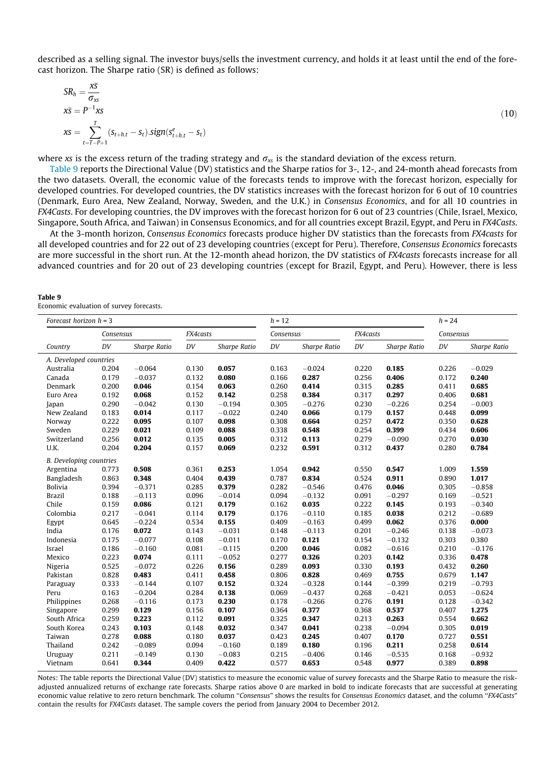described as a selling signal. The investor buys/sells the investment currency, and holds it at least until the end of the forecast horizon. The Sharpe ratio (SR) is defined as follows:

$$SR_h = \frac{\bar{xs}}{\sigma_{xs}}$$
$$\bar{xs} = P^{-1} xs \tag{10}$$
$$xs = \sum_{t=T-P+1}^{T} (s_{t+h,t} - s_t).sign(s^e_{t+h,t} - s_t)$$

where $xs$ is the excess return of the trading strategy and $\sigma_{xs}$ is the standard deviation of the excess return.

Table 9 reports the Directional Value (DV) statistics and the Sharpe ratios for 3-, 12-, and 24-month ahead forecasts from the two datasets. Overall, the economic value of the forecasts tends to improve with the forecast horizon, especially for developed countries. For developed countries, the DV statistics increases with the forecast horizon for 6 out of 10 countries (Denmark, Euro Area, New Zealand, Norway, Sweden, and the U.K.) in *Consensus Economics*, and for all 10 countries in *FX4Casts*. For developing countries, the DV improves with the forecast horizon for 6 out of 23 countries (Chile, Israel, Mexico, Singapore, South Africa, and Taiwan) in Consensus Economics, and for all countries except Brazil, Egypt, and Peru in *FX4Casts*.

At the 3-month horizon, *Consensus Economics* forecasts produce higher DV statistics than the forecasts from *FX4casts* for all developed countries and for 22 out of 23 developing countries (except for Peru). Therefore, *Consensus Economics* forecasts are more successful in the short run. At the 12-month ahead horizon, the DV statistics of *FX4casts* forecasts increase for all advanced countries and for 20 out of 23 developing countries (except for Brazil, Egypt, and Peru). However, there is less

**Table 9**
Economic evaluation of survey forecasts.

| *Forecast horizon h = 3* | | | | | *h = 12* | | | | *h = 24* | |
|---|---|---|---|---|---|---|---|---|---|---|
| | *Consensus* | | *FX4casts* | | *Consensus* | | *FX4casts* | | *Consensus* | |
| *Country* | *DV* | *Sharpe Ratio* | *DV* | *Sharpe Ratio* | *DV* | *Sharpe Ratio* | *DV* | *Sharpe Ratio* | *DV* | *Sharpe Ratio* |
| *A. Developed countries* | | | | | | | | | | |
| Australia | 0.204 | −0.064 | 0.130 | **0.057** | 0.163 | −0.024 | 0.220 | **0.185** | 0.226 | −0.029 |
| Canada | 0.179 | −0.037 | 0.132 | **0.080** | 0.166 | **0.287** | 0.256 | **0.406** | 0.172 | **0.240** |
| Denmark | 0.200 | **0.046** | 0.154 | **0.063** | 0.260 | **0.414** | 0.315 | **0.285** | 0.411 | **0.685** |
| Euro Area | 0.192 | **0.068** | 0.152 | **0.142** | 0.258 | **0.384** | 0.317 | **0.297** | 0.406 | **0.681** |
| Japan | 0.290 | −0.042 | 0.130 | −0.194 | 0.305 | −0.276 | 0.230 | −0.226 | 0.254 | −0.003 |
| New Zealand | 0.183 | **0.014** | 0.117 | −0.022 | 0.240 | **0.066** | 0.179 | **0.157** | 0.448 | **0.099** |
| Norway | 0.222 | **0.095** | 0.107 | **0.098** | 0.308 | **0.664** | 0.257 | **0.472** | 0.350 | **0.628** |
| Sweden | 0.229 | **0.021** | 0.109 | **0.088** | 0.338 | **0.548** | 0.254 | **0.399** | 0.434 | **0.606** |
| Switzerland | 0.256 | **0.012** | 0.135 | **0.005** | 0.312 | **0.113** | 0.279 | −0.090 | 0.270 | **0.030** |
| U.K. | 0.204 | **0.204** | 0.157 | **0.069** | 0.232 | **0.591** | 0.312 | **0.437** | 0.280 | **0.784** |
| *B. Developing countries* | | | | | | | | | | |
| Argentina | 0.773 | **0.508** | 0.361 | **0.253** | 1.054 | **0.942** | 0.550 | **0.547** | 1.009 | **1.559** |
| Bangladesh | 0.863 | **0.348** | 0.404 | **0.439** | 0.787 | **0.834** | 0.524 | **0.911** | 0.890 | **1.017** |
| Bolivia | 0.394 | −0.371 | 0.285 | **0.379** | 0.282 | −0.546 | 0.476 | **0.046** | 0.305 | −0.858 |
| Brazil | 0.188 | −0.113 | 0.096 | −0.014 | 0.094 | −0.132 | 0.091 | −0.297 | 0.169 | −0.521 |
| Chile | 0.159 | **0.086** | 0.121 | **0.179** | 0.162 | **0.035** | 0.222 | **0.145** | 0.193 | −0.340 |
| Colombia | 0.217 | −0.041 | 0.114 | **0.179** | 0.176 | −0.110 | 0.185 | **0.038** | 0.212 | −0.689 |
| Egypt | 0.645 | −0.224 | 0.534 | **0.155** | 0.409 | −0.163 | 0.499 | **0.062** | 0.376 | **0.000** |
| India | 0.176 | **0.072** | 0.143 | −0.031 | 0.148 | −0.113 | 0.201 | −0.246 | 0.138 | −0.073 |
| Indonesia | 0.175 | −0.077 | 0.108 | −0.011 | 0.170 | **0.121** | 0.154 | −0.132 | 0.303 | 0.380 |
| Israel | 0.186 | −0.160 | 0.081 | −0.115 | 0.200 | **0.046** | 0.082 | −0.616 | 0.210 | −0.176 |
| Mexico | 0.223 | **0.074** | 0.111 | −0.052 | 0.277 | **0.326** | 0.203 | **0.142** | 0.336 | **0.478** |
| Nigeria | 0.525 | −0.072 | 0.226 | **0.156** | 0.289 | **0.093** | 0.330 | **0.193** | 0.432 | **0.260** |
| Pakistan | 0.828 | **0.483** | 0.411 | **0.458** | 0.806 | **0.828** | 0.469 | **0.755** | 0.679 | **1.147** |
| Paraguay | 0.333 | −0.144 | 0.107 | **0.152** | 0.324 | −0.328 | 0.144 | −0.399 | 0.219 | −0.793 |
| Peru | 0.163 | −0.204 | 0.284 | **0.138** | 0.069 | −0.437 | 0.268 | −0.421 | 0.053 | −0.624 |
| Philippines | 0.268 | −0.116 | 0.173 | **0.230** | 0.178 | −0.266 | 0.276 | **0.191** | 0.128 | −0.342 |
| Singapore | 0.299 | **0.129** | 0.156 | **0.107** | 0.364 | **0.377** | 0.368 | **0.537** | 0.407 | **1.275** |
| South Africa | 0.259 | **0.223** | 0.112 | **0.091** | 0.325 | **0.347** | 0.213 | **0.263** | 0.554 | **0.662** |
| South Korea | 0.243 | **0.103** | 0.148 | **0.032** | 0.347 | **0.041** | 0.238 | −0.094 | 0.305 | **0.019** |
| Taiwan | 0.278 | **0.088** | 0.180 | **0.037** | 0.423 | **0.245** | 0.407 | **0.170** | 0.727 | **0.551** |
| Thailand | 0.242 | −0.089 | 0.094 | −0.160 | 0.189 | **0.180** | 0.196 | **0.211** | 0.258 | **0.614** |
| Uruguay | 0.211 | −0.149 | 0.130 | −0.083 | 0.215 | −0.406 | 0.146 | −0.535 | 0.168 | −0.932 |
| Vietnam | 0.641 | **0.344** | 0.409 | **0.422** | 0.577 | **0.653** | 0.548 | **0.977** | 0.389 | **0.898** |

Notes: The table reports the Directional Value (DV) statistics to measure the economic value of survey forecasts and the Sharpe Ratio to measure the risk-adjusted annualized returns of exchange rate forecasts. Sharpe ratios above 0 are marked in bold to indicate forecasts that are successful at generating economic value relative to zero return benchmark. The column "*Consensus*" shows the results for *Consensus Economics* dataset, and the column "*FX4Casts*" contain the results for *FX4Casts* dataset. The sample covers the period from January 2004 to December 2012.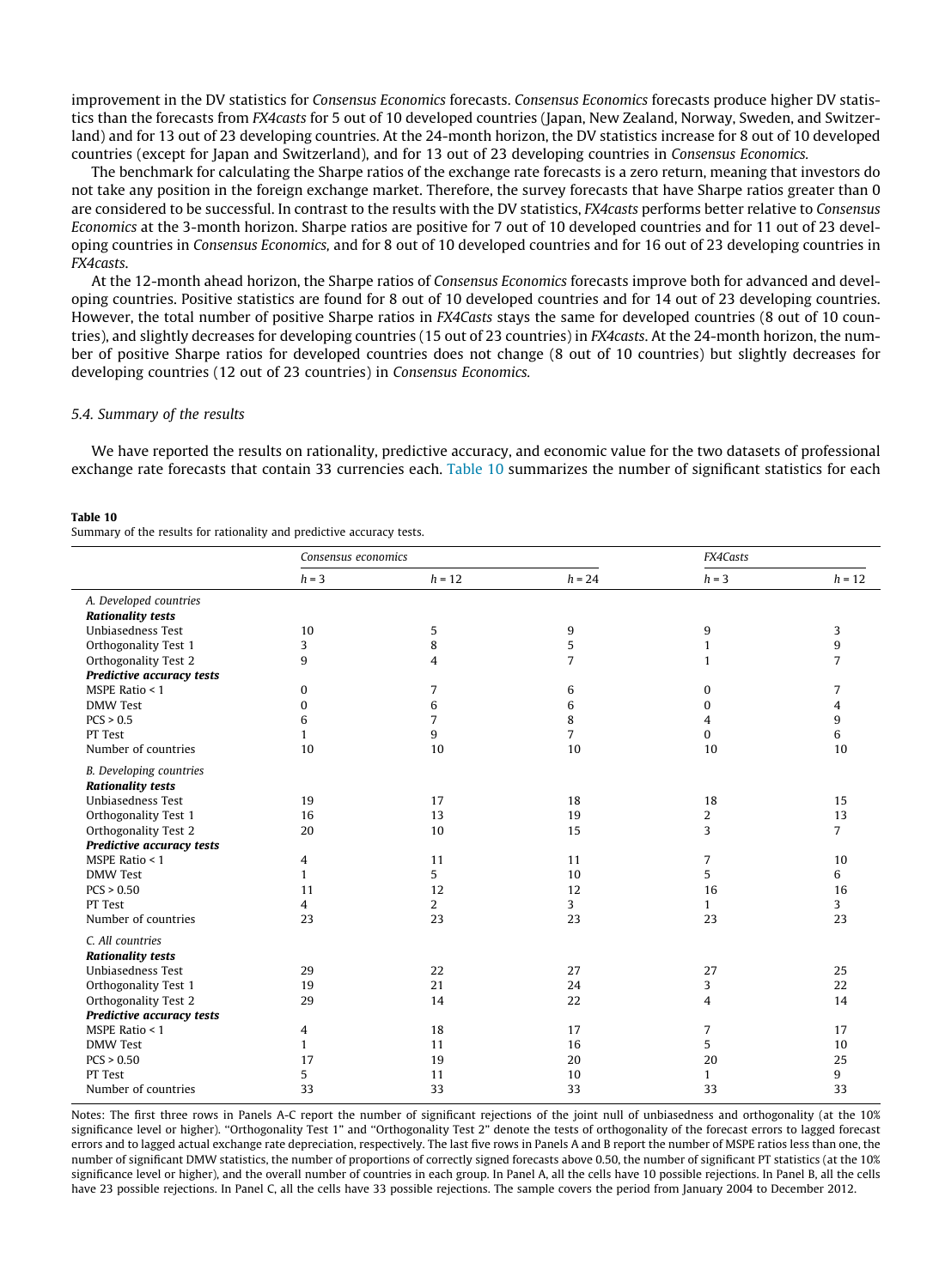improvement in the DV statistics for *Consensus Economics* forecasts. *Consensus Economics* forecasts produce higher DV statistics than the forecasts from *FX4casts* for 5 out of 10 developed countries (Japan, New Zealand, Norway, Sweden, and Switzerland) and for 13 out of 23 developing countries. At the 24-month horizon, the DV statistics increase for 8 out of 10 developed countries (except for Japan and Switzerland), and for 13 out of 23 developing countries in *Consensus Economics*.

The benchmark for calculating the Sharpe ratios of the exchange rate forecasts is a zero return, meaning that investors do not take any position in the foreign exchange market. Therefore, the survey forecasts that have Sharpe ratios greater than 0 are considered to be successful. In contrast to the results with the DV statistics, *FX4casts* performs better relative to *Consensus Economics* at the 3-month horizon. Sharpe ratios are positive for 7 out of 10 developed countries and for 11 out of 23 developing countries in *Consensus Economics*, and for 8 out of 10 developed countries and for 16 out of 23 developing countries in *FX4casts*.

At the 12-month ahead horizon, the Sharpe ratios of *Consensus Economics* forecasts improve both for advanced and developing countries. Positive statistics are found for 8 out of 10 developed countries and for 14 out of 23 developing countries. However, the total number of positive Sharpe ratios in *FX4Casts* stays the same for developed countries (8 out of 10 countries), and slightly decreases for developing countries (15 out of 23 countries) in *FX4casts*. At the 24-month horizon, the number of positive Sharpe ratios for developed countries does not change (8 out of 10 countries) but slightly decreases for developing countries (12 out of 23 countries) in *Consensus Economics*.

### 5.4. Summary of the results

We have reported the results on rationality, predictive accuracy, and economic value for the two datasets of professional exchange rate forecasts that contain 33 currencies each. Table 10 summarizes the number of significant statistics for each

**Table 10**
Summary of the results for rationality and predictive accuracy tests.

| | *Consensus economics* | | | *FX4Casts* | |
|---|---|---|---|---|---|
| | $h = 3$ | $h = 12$ | $h = 24$ | $h = 3$ | $h = 12$ |
| *A. Developed countries* | | | | | |
| ***Rationality tests*** | | | | | |
| Unbiasedness Test | 10 | 5 | 9 | 9 | 3 |
| Orthogonality Test 1 | 3 | 8 | 5 | 1 | 9 |
| Orthogonality Test 2 | 9 | 4 | 7 | 1 | 7 |
| ***Predictive accuracy tests*** | | | | | |
| MSPE Ratio < 1 | 0 | 7 | 6 | 0 | 7 |
| DMW Test | 0 | 6 | 6 | 0 | 4 |
| PCS > 0.5 | 6 | 7 | 8 | 4 | 9 |
| PT Test | 1 | 9 | 7 | 0 | 6 |
| Number of countries | 10 | 10 | 10 | 10 | 10 |
| *B. Developing countries* | | | | | |
| ***Rationality tests*** | | | | | |
| Unbiasedness Test | 19 | 17 | 18 | 18 | 15 |
| Orthogonality Test 1 | 16 | 13 | 19 | 2 | 13 |
| Orthogonality Test 2 | 20 | 10 | 15 | 3 | 7 |
| ***Predictive accuracy tests*** | | | | | |
| MSPE Ratio < 1 | 4 | 11 | 11 | 7 | 10 |
| DMW Test | 1 | 5 | 10 | 5 | 6 |
| PCS > 0.50 | 11 | 12 | 12 | 16 | 16 |
| PT Test | 4 | 2 | 3 | 1 | 3 |
| Number of countries | 23 | 23 | 23 | 23 | 23 |
| *C. All countries* | | | | | |
| ***Rationality tests*** | | | | | |
| Unbiasedness Test | 29 | 22 | 27 | 27 | 25 |
| Orthogonality Test 1 | 19 | 21 | 24 | 3 | 22 |
| Orthogonality Test 2 | 29 | 14 | 22 | 4 | 14 |
| ***Predictive accuracy tests*** | | | | | |
| MSPE Ratio < 1 | 4 | 18 | 17 | 7 | 17 |
| DMW Test | 1 | 11 | 16 | 5 | 10 |
| PCS > 0.50 | 17 | 19 | 20 | 20 | 25 |
| PT Test | 5 | 11 | 10 | 1 | 9 |
| Number of countries | 33 | 33 | 33 | 33 | 33 |

Notes: The first three rows in Panels A-C report the number of significant rejections of the joint null of unbiasedness and orthogonality (at the 10% significance level or higher). "Orthogonality Test 1" and "Orthogonality Test 2" denote the tests of orthogonality of the forecast errors to lagged forecast errors and to lagged actual exchange rate depreciation, respectively. The last five rows in Panels A and B report the number of MSPE ratios less than one, the number of significant DMW statistics, the number of proportions of correctly signed forecasts above 0.50, the number of significant PT statistics (at the 10% significance level or higher), and the overall number of countries in each group. In Panel A, all the cells have 10 possible rejections. In Panel B, all the cells have 23 possible rejections. In Panel C, all the cells have 33 possible rejections. The sample covers the period from January 2004 to December 2012.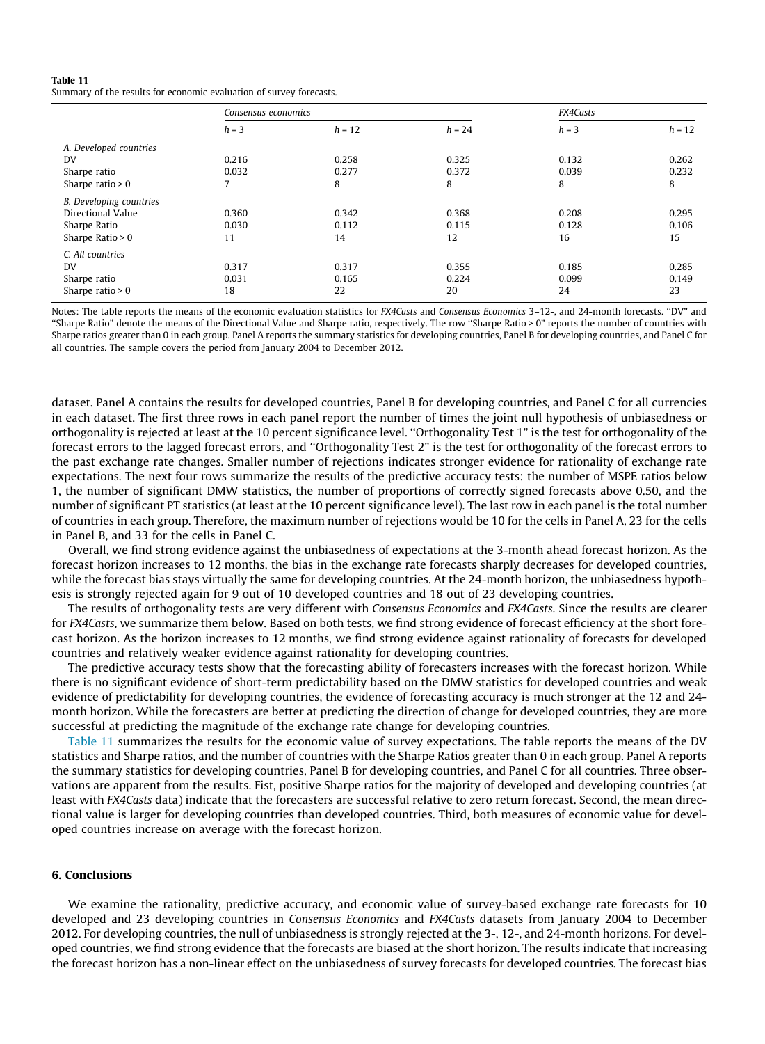**Table 11**
Summary of the results for economic evaluation of survey forecasts.

| | *Consensus economics* | | | *FX4Casts* | |
|---|---|---|---|---|---|
| | $h = 3$ | $h = 12$ | $h = 24$ | $h = 3$ | $h = 12$ |
| *A. Developed countries* | | | | | |
| DV | 0.216 | 0.258 | 0.325 | 0.132 | 0.262 |
| Sharpe ratio | 0.032 | 0.277 | 0.372 | 0.039 | 0.232 |
| Sharpe ratio > 0 | 7 | 8 | 8 | 8 | 8 |
| *B. Developing countries* | | | | | |
| Directional Value | 0.360 | 0.342 | 0.368 | 0.208 | 0.295 |
| Sharpe Ratio | 0.030 | 0.112 | 0.115 | 0.128 | 0.106 |
| Sharpe Ratio > 0 | 11 | 14 | 12 | 16 | 15 |
| *C. All countries* | | | | | |
| DV | 0.317 | 0.317 | 0.355 | 0.185 | 0.285 |
| Sharpe ratio | 0.031 | 0.165 | 0.224 | 0.099 | 0.149 |
| Sharpe ratio > 0 | 18 | 22 | 20 | 24 | 23 |

Notes: The table reports the means of the economic evaluation statistics for *FX4Casts* and *Consensus Economics* 3–12-, and 24-month forecasts. ''DV'' and ''Sharpe Ratio'' denote the means of the Directional Value and Sharpe ratio, respectively. The row ''Sharpe Ratio > 0'' reports the number of countries with Sharpe ratios greater than 0 in each group. Panel A reports the summary statistics for developing countries, Panel B for developing countries, and Panel C for all countries. The sample covers the period from January 2004 to December 2012.

dataset. Panel A contains the results for developed countries, Panel B for developing countries, and Panel C for all currencies in each dataset. The first three rows in each panel report the number of times the joint null hypothesis of unbiasedness or orthogonality is rejected at least at the 10 percent significance level. ''Orthogonality Test 1'' is the test for orthogonality of the forecast errors to the lagged forecast errors, and ''Orthogonality Test 2'' is the test for orthogonality of the forecast errors to the past exchange rate changes. Smaller number of rejections indicates stronger evidence for rationality of exchange rate expectations. The next four rows summarize the results of the predictive accuracy tests: the number of MSPE ratios below 1, the number of significant DMW statistics, the number of proportions of correctly signed forecasts above 0.50, and the number of significant PT statistics (at least at the 10 percent significance level). The last row in each panel is the total number of countries in each group. Therefore, the maximum number of rejections would be 10 for the cells in Panel A, 23 for the cells in Panel B, and 33 for the cells in Panel C.

Overall, we find strong evidence against the unbiasedness of expectations at the 3-month ahead forecast horizon. As the forecast horizon increases to 12 months, the bias in the exchange rate forecasts sharply decreases for developed countries, while the forecast bias stays virtually the same for developing countries. At the 24-month horizon, the unbiasedness hypothesis is strongly rejected again for 9 out of 10 developed countries and 18 out of 23 developing countries.

The results of orthogonality tests are very different with *Consensus Economics* and *FX4Casts*. Since the results are clearer for *FX4Casts*, we summarize them below. Based on both tests, we find strong evidence of forecast efficiency at the short forecast horizon. As the horizon increases to 12 months, we find strong evidence against rationality of forecasts for developed countries and relatively weaker evidence against rationality for developing countries.

The predictive accuracy tests show that the forecasting ability of forecasters increases with the forecast horizon. While there is no significant evidence of short-term predictability based on the DMW statistics for developed countries and weak evidence of predictability for developing countries, the evidence of forecasting accuracy is much stronger at the 12 and 24-month horizon. While the forecasters are better at predicting the direction of change for developed countries, they are more successful at predicting the magnitude of the exchange rate change for developing countries.

Table 11 summarizes the results for the economic value of survey expectations. The table reports the means of the DV statistics and Sharpe ratios, and the number of countries with the Sharpe Ratios greater than 0 in each group. Panel A reports the summary statistics for developing countries, Panel B for developing countries, and Panel C for all countries. Three observations are apparent from the results. Fist, positive Sharpe ratios for the majority of developed and developing countries (at least with *FX4Casts* data) indicate that the forecasters are successful relative to zero return forecast. Second, the mean directional value is larger for developing countries than developed countries. Third, both measures of economic value for developed countries increase on average with the forecast horizon.

## 6. Conclusions

We examine the rationality, predictive accuracy, and economic value of survey-based exchange rate forecasts for 10 developed and 23 developing countries in *Consensus Economics* and *FX4Casts* datasets from January 2004 to December 2012. For developing countries, the null of unbiasedness is strongly rejected at the 3-, 12-, and 24-month horizons. For developed countries, we find strong evidence that the forecasts are biased at the short horizon. The results indicate that increasing the forecast horizon has a non-linear effect on the unbiasedness of survey forecasts for developed countries. The forecast bias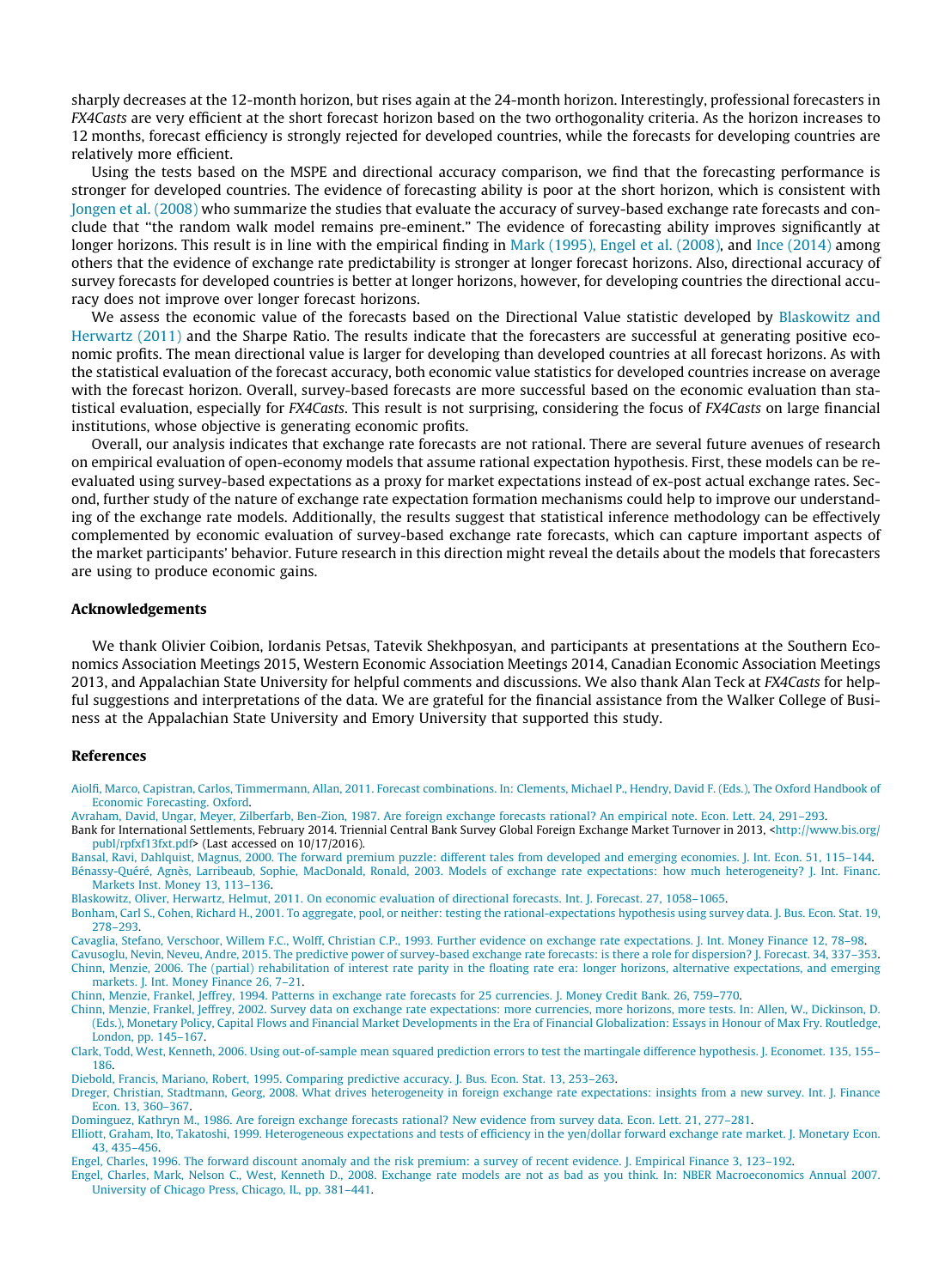sharply decreases at the 12-month horizon, but rises again at the 24-month horizon. Interestingly, professional forecasters in *FX4Casts* are very efficient at the short forecast horizon based on the two orthogonality criteria. As the horizon increases to 12 months, forecast efficiency is strongly rejected for developed countries, while the forecasts for developing countries are relatively more efficient.

Using the tests based on the MSPE and directional accuracy comparison, we find that the forecasting performance is stronger for developed countries. The evidence of forecasting ability is poor at the short horizon, which is consistent with Jongen et al. (2008) who summarize the studies that evaluate the accuracy of survey-based exchange rate forecasts and conclude that "the random walk model remains pre-eminent." The evidence of forecasting ability improves significantly at longer horizons. This result is in line with the empirical finding in Mark (1995), Engel et al. (2008), and Ince (2014) among others that the evidence of exchange rate predictability is stronger at longer forecast horizons. Also, directional accuracy of survey forecasts for developed countries is better at longer horizons, however, for developing countries the directional accuracy does not improve over longer forecast horizons.

We assess the economic value of the forecasts based on the Directional Value statistic developed by Blaskowitz and Herwartz (2011) and the Sharpe Ratio. The results indicate that the forecasters are successful at generating positive economic profits. The mean directional value is larger for developing than developed countries at all forecast horizons. As with the statistical evaluation of the forecast accuracy, both economic value statistics for developed countries increase on average with the forecast horizon. Overall, survey-based forecasts are more successful based on the economic evaluation than statistical evaluation, especially for *FX4Casts*. This result is not surprising, considering the focus of *FX4Casts* on large financial institutions, whose objective is generating economic profits.

Overall, our analysis indicates that exchange rate forecasts are not rational. There are several future avenues of research on empirical evaluation of open-economy models that assume rational expectation hypothesis. First, these models can be re-evaluated using survey-based expectations as a proxy for market expectations instead of ex-post actual exchange rates. Second, further study of the nature of exchange rate expectation formation mechanisms could help to improve our understanding of the exchange rate models. Additionally, the results suggest that statistical inference methodology can be effectively complemented by economic evaluation of survey-based exchange rate forecasts, which can capture important aspects of the market participants' behavior. Future research in this direction might reveal the details about the models that forecasters are using to produce economic gains.

## Acknowledgements

We thank Olivier Coibion, Iordanis Petsas, Tatevik Shekhposyan, and participants at presentations at the Southern Economics Association Meetings 2015, Western Economic Association Meetings 2014, Canadian Economic Association Meetings 2013, and Appalachian State University for helpful comments and discussions. We also thank Alan Teck at *FX4Casts* for helpful suggestions and interpretations of the data. We are grateful for the financial assistance from the Walker College of Business at the Appalachian State University and Emory University that supported this study.

## References

Aiolfi, Marco, Capistran, Carlos, Timmermann, Allan, 2011. Forecast combinations. In: Clements, Michael P., Hendry, David F. (Eds.), The Oxford Handbook of Economic Forecasting. Oxford.

Avraham, David, Ungar, Meyer, Zilberfarb, Ben-Zion, 1987. Are foreign exchange forecasts rational? An empirical note. Econ. Lett. 24, 291–293.

Bank for International Settlements, February 2014. Triennial Central Bank Survey Global Foreign Exchange Market Turnover in 2013, <http://www.bis.org/publ/rpfxf13fxt.pdf> (Last accessed on 10/17/2016).

Bansal, Ravi, Dahlquist, Magnus, 2000. The forward premium puzzle: different tales from developed and emerging economies. J. Int. Econ. 51, 115–144.

Bénassy-Quéré, Agnès, Larribeaub, Sophie, MacDonald, Ronald, 2003. Models of exchange rate expectations: how much heterogeneity? J. Int. Financ. Markets Inst. Money 13, 113–136.

Blaskowitz, Oliver, Herwartz, Helmut, 2011. On economic evaluation of directional forecasts. Int. J. Forecast. 27, 1058–1065.

Bonham, Carl S., Cohen, Richard H., 2001. To aggregate, pool, or neither: testing the rational-expectations hypothesis using survey data. J. Bus. Econ. Stat. 19, 278–293.

Cavaglia, Stefano, Verschoor, Willem F.C., Wolff, Christian C.P., 1993. Further evidence on exchange rate expectations. J. Int. Money Finance 12, 78–98.

Cavusoglu, Nevin, Neveu, Andre, 2015. The predictive power of survey-based exchange rate forecasts: is there a role for dispersion? J. Forecast. 34, 337–353.

Chinn, Menzie, 2006. The (partial) rehabilitation of interest rate parity in the floating rate era: longer horizons, alternative expectations, and emerging markets. J. Int. Money Finance 26, 7–21.

Chinn, Menzie, Frankel, Jeffrey, 1994. Patterns in exchange rate forecasts for 25 currencies. J. Money Credit Bank. 26, 759–770.

Chinn, Menzie, Frankel, Jeffrey, 2002. Survey data on exchange rate expectations: more currencies, more horizons, more tests. In: Allen, W., Dickinson, D. (Eds.), Monetary Policy, Capital Flows and Financial Market Developments in the Era of Financial Globalization: Essays in Honour of Max Fry. Routledge, London, pp. 145–167.

Clark, Todd, West, Kenneth, 2006. Using out-of-sample mean squared prediction errors to test the martingale difference hypothesis. J. Economet. 135, 155–186.

Diebold, Francis, Mariano, Robert, 1995. Comparing predictive accuracy. J. Bus. Econ. Stat. 13, 253–263.

Dreger, Christian, Stadtmann, Georg, 2008. What drives heterogeneity in foreign exchange rate expectations: insights from a new survey. Int. J. Finance Econ. 13, 360–367.

Dominguez, Kathryn M., 1986. Are foreign exchange forecasts rational? New evidence from survey data. Econ. Lett. 21, 277–281.

Elliott, Graham, Ito, Takatoshi, 1999. Heterogeneous expectations and tests of efficiency in the yen/dollar forward exchange rate market. J. Monetary Econ. 43, 435–456.

Engel, Charles, 1996. The forward discount anomaly and the risk premium: a survey of recent evidence. J. Empirical Finance 3, 123–192.

Engel, Charles, Mark, Nelson C., West, Kenneth D., 2008. Exchange rate models are not as bad as you think. In: NBER Macroeconomics Annual 2007. University of Chicago Press, Chicago, IL, pp. 381–441.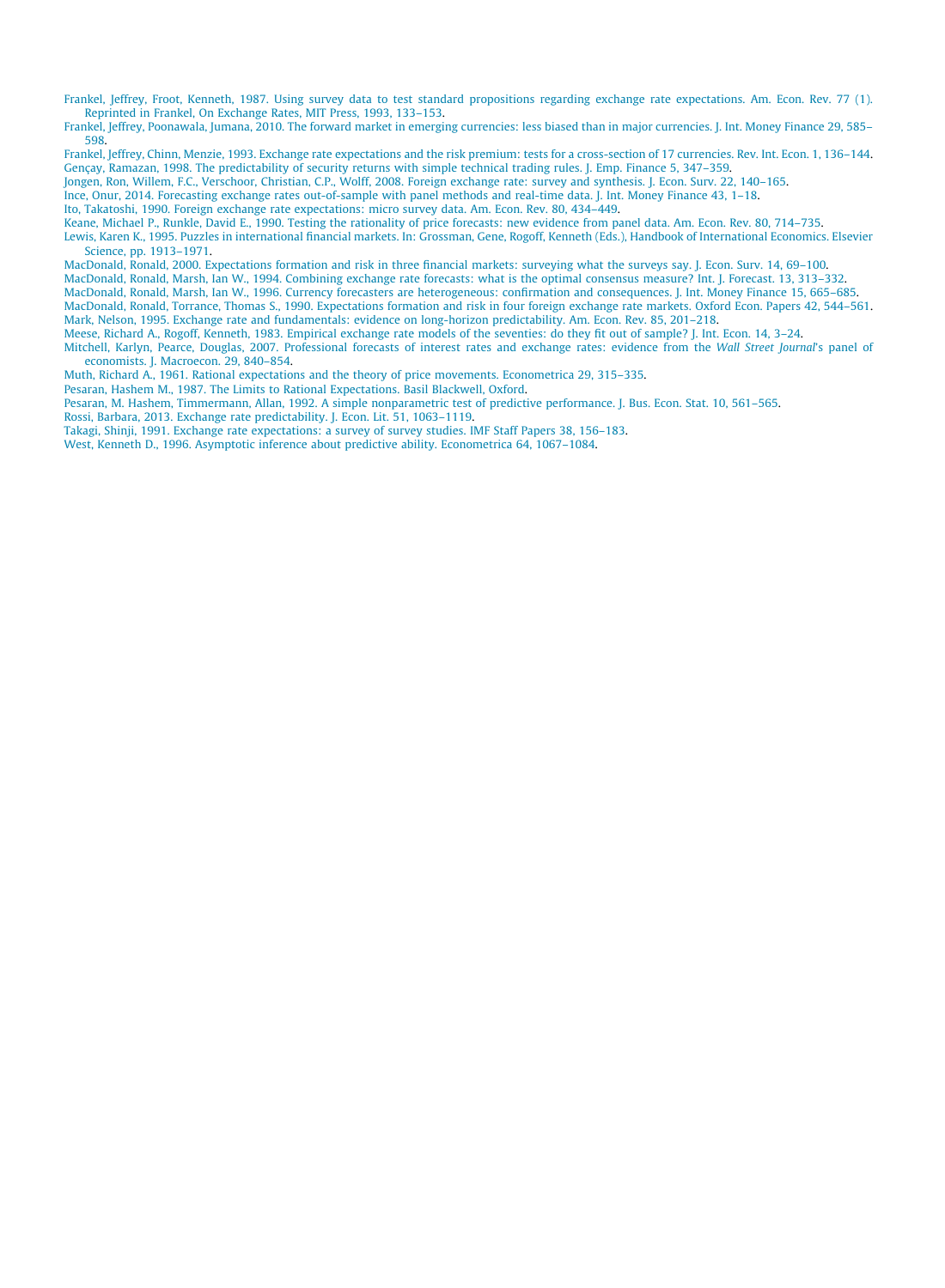Frankel, Jeffrey, Froot, Kenneth, 1987. Using survey data to test standard propositions regarding exchange rate expectations. Am. Econ. Rev. 77 (1). Reprinted in Frankel, On Exchange Rates, MIT Press, 1993, 133–153.

Frankel, Jeffrey, Poonawala, Jumana, 2010. The forward market in emerging currencies: less biased than in major currencies. J. Int. Money Finance 29, 585–598.

Frankel, Jeffrey, Chinn, Menzie, 1993. Exchange rate expectations and the risk premium: tests for a cross-section of 17 currencies. Rev. Int. Econ. 1, 136–144.

Gençay, Ramazan, 1998. The predictability of security returns with simple technical trading rules. J. Emp. Finance 5, 347–359.

Jongen, Ron, Willem, F.C., Verschoor, Christian, C.P., Wolff, 2008. Foreign exchange rate: survey and synthesis. J. Econ. Surv. 22, 140–165.

Ince, Onur, 2014. Forecasting exchange rates out-of-sample with panel methods and real-time data. J. Int. Money Finance 43, 1–18.

Ito, Takatoshi, 1990. Foreign exchange rate expectations: micro survey data. Am. Econ. Rev. 80, 434–449.

Keane, Michael P., Runkle, David E., 1990. Testing the rationality of price forecasts: new evidence from panel data. Am. Econ. Rev. 80, 714–735.

Lewis, Karen K., 1995. Puzzles in international financial markets. In: Grossman, Gene, Rogoff, Kenneth (Eds.), Handbook of International Economics. Elsevier Science, pp. 1913–1971.

MacDonald, Ronald, 2000. Expectations formation and risk in three financial markets: surveying what the surveys say. J. Econ. Surv. 14, 69–100.

MacDonald, Ronald, Marsh, Ian W., 1994. Combining exchange rate forecasts: what is the optimal consensus measure? Int. J. Forecast. 13, 313–332.

MacDonald, Ronald, Marsh, Ian W., 1996. Currency forecasters are heterogeneous: confirmation and consequences. J. Int. Money Finance 15, 665–685.

MacDonald, Ronald, Torrance, Thomas S., 1990. Expectations formation and risk in four foreign exchange rate markets. Oxford Econ. Papers 42, 544–561.

Mark, Nelson, 1995. Exchange rate and fundamentals: evidence on long-horizon predictability. Am. Econ. Rev. 85, 201–218.

Meese, Richard A., Rogoff, Kenneth, 1983. Empirical exchange rate models of the seventies: do they fit out of sample? J. Int. Econ. 14, 3–24.

Mitchell, Karlyn, Pearce, Douglas, 2007. Professional forecasts of interest rates and exchange rates: evidence from the *Wall Street Journal*'s panel of economists. J. Macroecon. 29, 840–854.

Muth, Richard A., 1961. Rational expectations and the theory of price movements. Econometrica 29, 315–335.

Pesaran, Hashem M., 1987. The Limits to Rational Expectations. Basil Blackwell, Oxford.

Pesaran, M. Hashem, Timmermann, Allan, 1992. A simple nonparametric test of predictive performance. J. Bus. Econ. Stat. 10, 561–565.

Rossi, Barbara, 2013. Exchange rate predictability. J. Econ. Lit. 51, 1063–1119.

Takagi, Shinji, 1991. Exchange rate expectations: a survey of survey studies. IMF Staff Papers 38, 156–183.

West, Kenneth D., 1996. Asymptotic inference about predictive ability. Econometrica 64, 1067–1084.